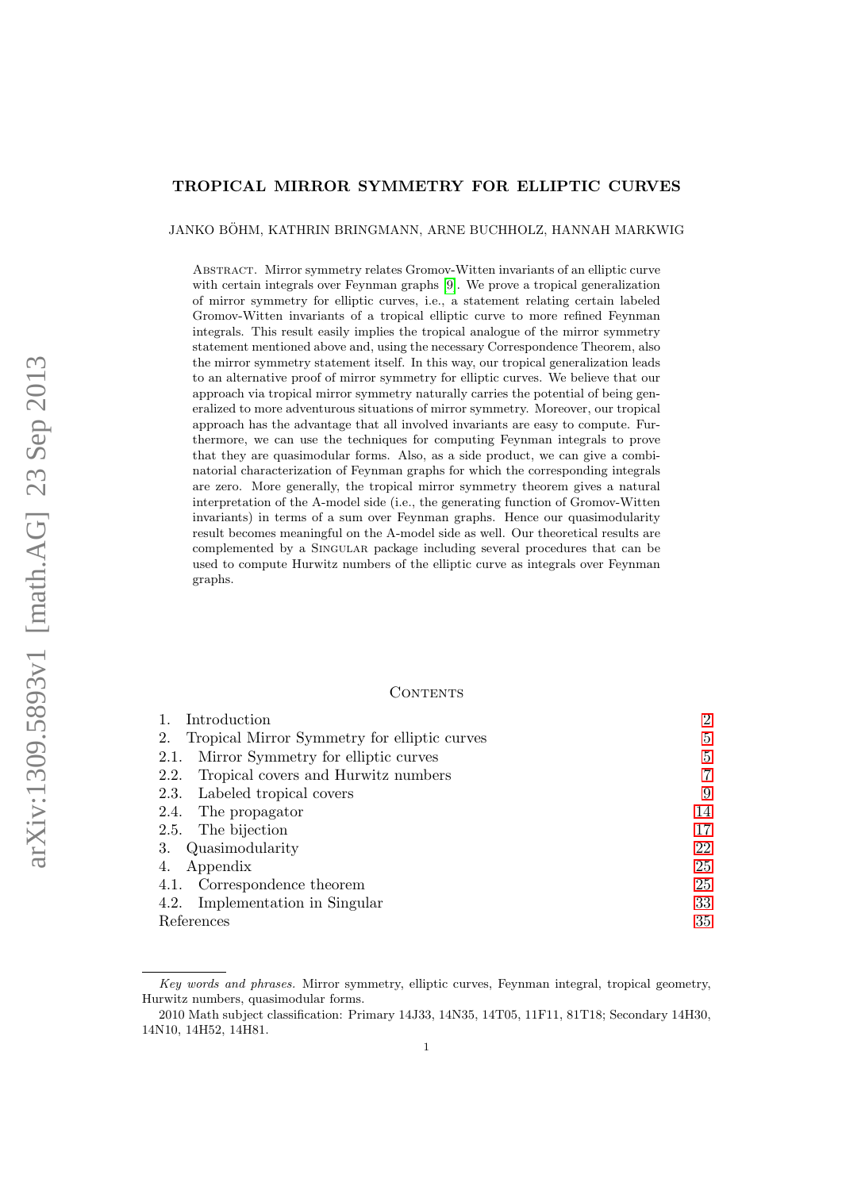# TROPICAL MIRROR SYMMETRY FOR ELLIPTIC CURVES

JANKO BÖHM, KATHRIN BRINGMANN, ARNE BUCHHOLZ, HANNAH MARKWIG

Abstract. Mirror symmetry relates Gromov-Witten invariants of an elliptic curve with certain integrals over Feynman graphs [9]. We prove a tropical generalization of mirror symmetry for elliptic curves, i.e., a statement relating certain labeled Gromov-Witten invariants of a tropical elliptic curve to more refined Feynman integrals. This result easily implies the tropical analogue of the mirror symmetry statement mentioned above and, using the necessary Correspondence Theorem, also the mirror symmetry statement itself. In this way, our tropical generalization leads to an alternative proof of mirror symmetry for elliptic curves. We believe that our approach via tropical mirror symmetry naturally carries the potential of being generalized to more adventurous situations of mirror symmetry. Moreover, our tropical approach has the advantage that all involved invariants are easy to compute. Furthermore, we can use the techniques for computing Feynman integrals to prove that they are quasimodular forms. Also, as a side product, we can give a combinatorial characterization of Feynman graphs for which the corresponding integrals are zero. More generally, the tropical mirror symmetry theorem gives a natural interpretation of the A-model side (i.e., the generating function of Gromov-Witten invariants) in terms of a sum over Feynman graphs. Hence our quasimodularity result becomes meaningful on the A-model side as well. Our theoretical results are complemented by a Singular package including several procedures that can be used to compute Hurwitz numbers of the elliptic curve as integrals over Feynman graphs.

## Contents

| | |
|---|---|
| 1. Introduction | 2 |
| 2. Tropical Mirror Symmetry for elliptic curves | 5 |
| 2.1. Mirror Symmetry for elliptic curves | 5 |
| 2.2. Tropical covers and Hurwitz numbers | 7 |
| 2.3. Labeled tropical covers | 9 |
| 2.4. The propagator | 14 |
| 2.5. The bijection | 17 |
| 3. Quasimodularity | 22 |
| 4. Appendix | 25 |
| 4.1. Correspondence theorem | 25 |
| 4.2. Implementation in Singular | 33 |
| References | 35 |

*Key words and phrases.* Mirror symmetry, elliptic curves, Feynman integral, tropical geometry, Hurwitz numbers, quasimodular forms.

2010 Math subject classification: Primary 14J33, 14N35, 14T05, 11F11, 81T18; Secondary 14H30, 14N10, 14H52, 14H81.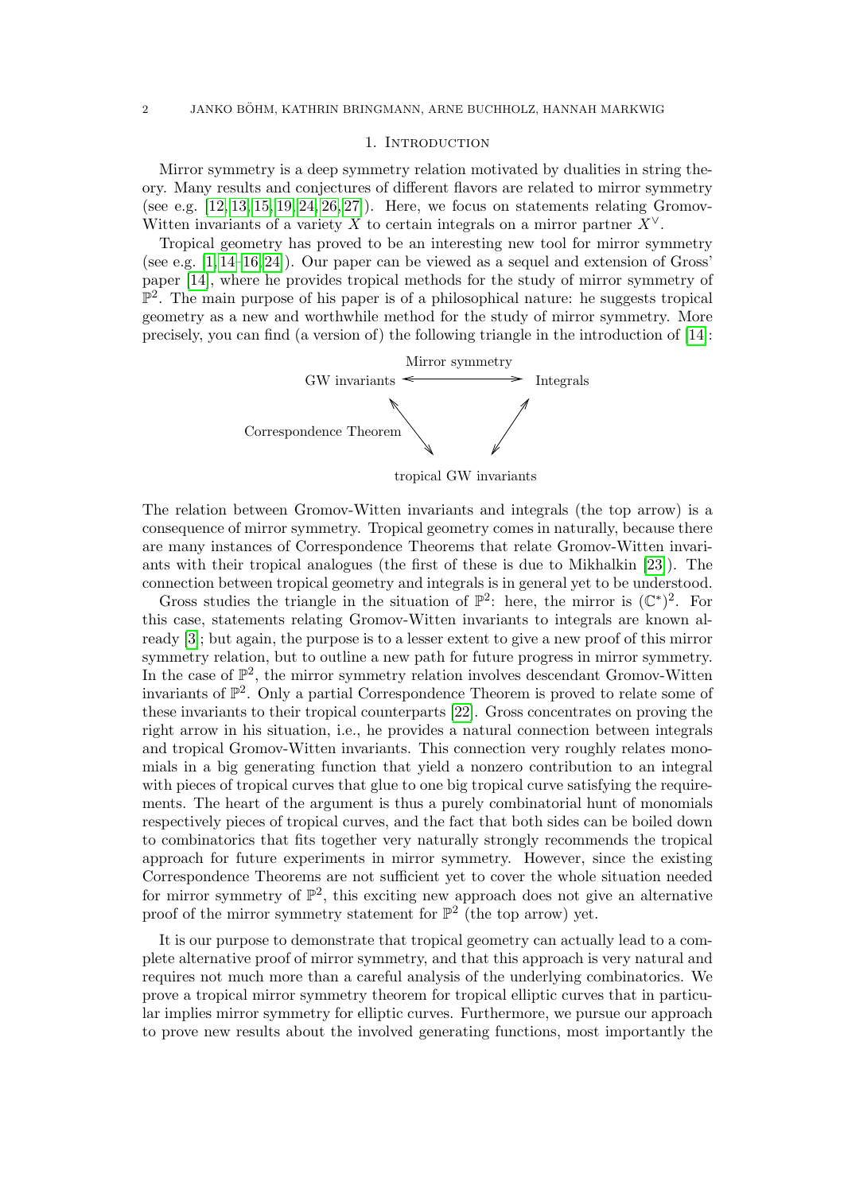## 1. Introduction

Mirror symmetry is a deep symmetry relation motivated by dualities in string theory. Many results and conjectures of different flavors are related to mirror symmetry (see e.g. [12, 13, 15, 19, 24, 26, 27]). Here, we focus on statements relating Gromov-Witten invariants of a variety $X$ to certain integrals on a mirror partner $X^\vee$.

Tropical geometry has proved to be an interesting new tool for mirror symmetry (see e.g. [1, 14–16, 24]). Our paper can be viewed as a sequel and extension of Gross' paper [14], where he provides tropical methods for the study of mirror symmetry of $\mathbb{P}^2$. The main purpose of his paper is of a philosophical nature: he suggests tropical geometry as a new and worthwhile method for the study of mirror symmetry. More precisely, you can find (a version of) the following triangle in the introduction of [14]:

$$\begin{array}{ccc} & \text{Mirror symmetry} & \\ \text{GW invariants} & \longleftrightarrow & \text{Integrals} \\ \text{Correspondence Theorem} \;\searrow\!\!\!\nwarrow & & \nearrow\!\!\!\swarrow \\ & \text{tropical GW invariants} & \end{array}$$

The relation between Gromov-Witten invariants and integrals (the top arrow) is a consequence of mirror symmetry. Tropical geometry comes in naturally, because there are many instances of Correspondence Theorems that relate Gromov-Witten invariants with their tropical analogues (the first of these is due to Mikhalkin [23]). The connection between tropical geometry and integrals is in general yet to be understood.

Gross studies the triangle in the situation of $\mathbb{P}^2$: here, the mirror is $(\mathbb{C}^*)^2$. For this case, statements relating Gromov-Witten invariants to integrals are known already [3]; but again, the purpose is to a lesser extent to give a new proof of this mirror symmetry relation, but to outline a new path for future progress in mirror symmetry. In the case of $\mathbb{P}^2$, the mirror symmetry relation involves descendant Gromov-Witten invariants of $\mathbb{P}^2$. Only a partial Correspondence Theorem is proved to relate some of these invariants to their tropical counterparts [22]. Gross concentrates on proving the right arrow in his situation, i.e., he provides a natural connection between integrals and tropical Gromov-Witten invariants. This connection very roughly relates monomials in a big generating function that yield a nonzero contribution to an integral with pieces of tropical curves that glue to one big tropical curve satisfying the requirements. The heart of the argument is thus a purely combinatorial hunt of monomials respectively pieces of tropical curves, and the fact that both sides can be boiled down to combinatorics that fits together very naturally strongly recommends the tropical approach for future experiments in mirror symmetry. However, since the existing Correspondence Theorems are not sufficient yet to cover the whole situation needed for mirror symmetry of $\mathbb{P}^2$, this exciting new approach does not give an alternative proof of the mirror symmetry statement for $\mathbb{P}^2$ (the top arrow) yet.

It is our purpose to demonstrate that tropical geometry can actually lead to a complete alternative proof of mirror symmetry, and that this approach is very natural and requires not much more than a careful analysis of the underlying combinatorics. We prove a tropical mirror symmetry theorem for tropical elliptic curves that in particular implies mirror symmetry for elliptic curves. Furthermore, we pursue our approach to prove new results about the involved generating functions, most importantly the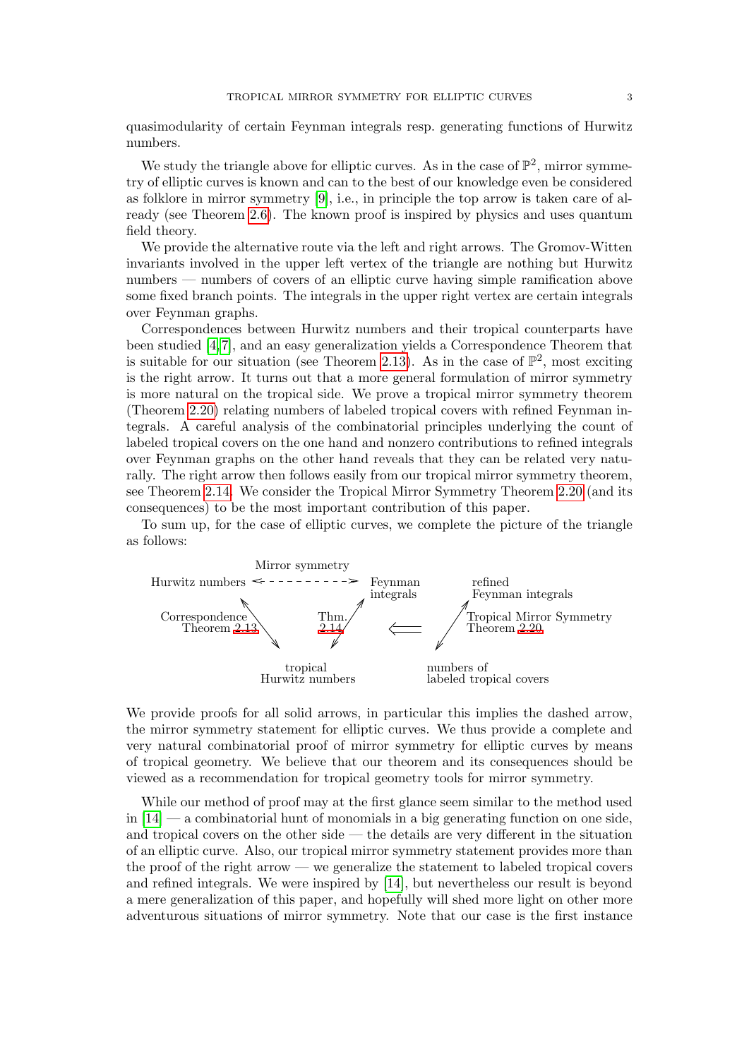quasimodularity of certain Feynman integrals resp. generating functions of Hurwitz numbers.

We study the triangle above for elliptic curves. As in the case of $\mathbb{P}^2$, mirror symmetry of elliptic curves is known and can to the best of our knowledge even be considered as folklore in mirror symmetry [9], i.e., in principle the top arrow is taken care of already (see Theorem 2.6). The known proof is inspired by physics and uses quantum field theory.

We provide the alternative route via the left and right arrows. The Gromov-Witten invariants involved in the upper left vertex of the triangle are nothing but Hurwitz numbers — numbers of covers of an elliptic curve having simple ramification above some fixed branch points. The integrals in the upper right vertex are certain integrals over Feynman graphs.

Correspondences between Hurwitz numbers and their tropical counterparts have been studied [4, 7], and an easy generalization yields a Correspondence Theorem that is suitable for our situation (see Theorem 2.13). As in the case of $\mathbb{P}^2$, most exciting is the right arrow. It turns out that a more general formulation of mirror symmetry is more natural on the tropical side. We prove a tropical mirror symmetry theorem (Theorem 2.20) relating numbers of labeled tropical covers with refined Feynman integrals. A careful analysis of the combinatorial principles underlying the count of labeled tropical covers on the one hand and nonzero contributions to refined integrals over Feynman graphs on the other hand reveals that they can be related very naturally. The right arrow then follows easily from our tropical mirror symmetry theorem, see Theorem 2.14. We consider the Tropical Mirror Symmetry Theorem 2.20 (and its consequences) to be the most important contribution of this paper.

To sum up, for the case of elliptic curves, we complete the picture of the triangle as follows:

```
                   Mirror symmetry
Hurwitz numbers <- - - - - - - - - -> Feynman          refined
                                      integrals        Feynman integrals
      ^                       ^                          ^
  Correspondence  \       Thm. /                        /  Tropical Mirror Symmetry
  Theorem 2.13     \      2.14/        <==             /   Theorem 2.20
                    v        v                        v
                   tropical                   numbers of
                Hurwitz numbers               labeled tropical covers
```

We provide proofs for all solid arrows, in particular this implies the dashed arrow, the mirror symmetry statement for elliptic curves. We thus provide a complete and very natural combinatorial proof of mirror symmetry for elliptic curves by means of tropical geometry. We believe that our theorem and its consequences should be viewed as a recommendation for tropical geometry tools for mirror symmetry.

While our method of proof may at the first glance seem similar to the method used in [14] — a combinatorial hunt of monomials in a big generating function on one side, and tropical covers on the other side — the details are very different in the situation of an elliptic curve. Also, our tropical mirror symmetry statement provides more than the proof of the right arrow — we generalize the statement to labeled tropical covers and refined integrals. We were inspired by [14], but nevertheless our result is beyond a mere generalization of this paper, and hopefully will shed more light on other more adventurous situations of mirror symmetry. Note that our case is the first instance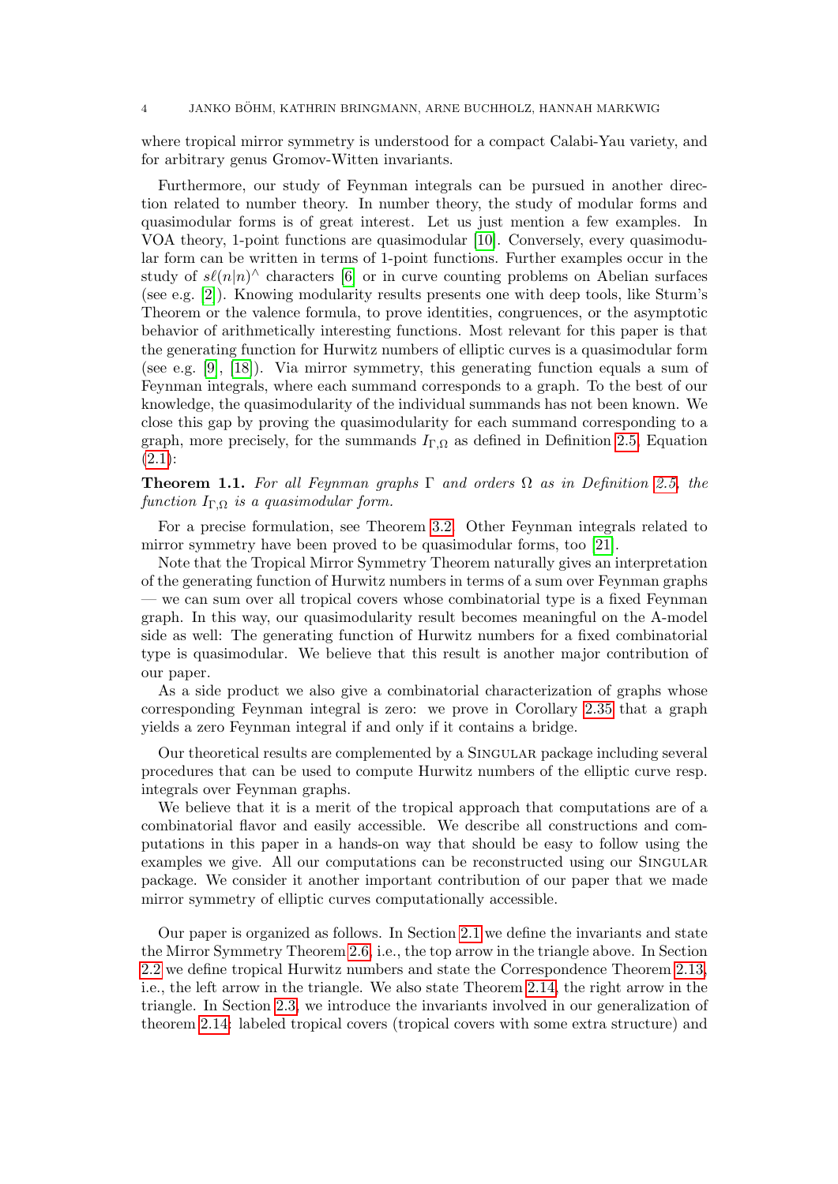where tropical mirror symmetry is understood for a compact Calabi-Yau variety, and for arbitrary genus Gromov-Witten invariants.

Furthermore, our study of Feynman integrals can be pursued in another direction related to number theory. In number theory, the study of modular forms and quasimodular forms is of great interest. Let us just mention a few examples. In VOA theory, 1-point functions are quasimodular [10]. Conversely, every quasimodular form can be written in terms of 1-point functions. Further examples occur in the study of $s\ell(n|n)^\wedge$ characters [6] or in curve counting problems on Abelian surfaces (see e.g. [2]). Knowing modularity results presents one with deep tools, like Sturm's Theorem or the valence formula, to prove identities, congruences, or the asymptotic behavior of arithmetically interesting functions. Most relevant for this paper is that the generating function for Hurwitz numbers of elliptic curves is a quasimodular form (see e.g. [9], [18]). Via mirror symmetry, this generating function equals a sum of Feynman integrals, where each summand corresponds to a graph. To the best of our knowledge, the quasimodularity of the individual summands has not been known. We close this gap by proving the quasimodularity for each summand corresponding to a graph, more precisely, for the summands $I_{\Gamma,\Omega}$ as defined in Definition 2.5, Equation (2.1):

**Theorem 1.1.** *For all Feynman graphs $\Gamma$ and orders $\Omega$ as in Definition 2.5, the function $I_{\Gamma,\Omega}$ is a quasimodular form.*

For a precise formulation, see Theorem 3.2. Other Feynman integrals related to mirror symmetry have been proved to be quasimodular forms, too [21].

Note that the Tropical Mirror Symmetry Theorem naturally gives an interpretation of the generating function of Hurwitz numbers in terms of a sum over Feynman graphs — we can sum over all tropical covers whose combinatorial type is a fixed Feynman graph. In this way, our quasimodularity result becomes meaningful on the A-model side as well: The generating function of Hurwitz numbers for a fixed combinatorial type is quasimodular. We believe that this result is another major contribution of our paper.

As a side product we also give a combinatorial characterization of graphs whose corresponding Feynman integral is zero: we prove in Corollary 2.35 that a graph yields a zero Feynman integral if and only if it contains a bridge.

Our theoretical results are complemented by a Singular package including several procedures that can be used to compute Hurwitz numbers of the elliptic curve resp. integrals over Feynman graphs.

We believe that it is a merit of the tropical approach that computations are of a combinatorial flavor and easily accessible. We describe all constructions and computations in this paper in a hands-on way that should be easy to follow using the examples we give. All our computations can be reconstructed using our Singular package. We consider it another important contribution of our paper that we made mirror symmetry of elliptic curves computationally accessible.

Our paper is organized as follows. In Section 2.1 we define the invariants and state the Mirror Symmetry Theorem 2.6, i.e., the top arrow in the triangle above. In Section 2.2 we define tropical Hurwitz numbers and state the Correspondence Theorem 2.13, i.e., the left arrow in the triangle. We also state Theorem 2.14, the right arrow in the triangle. In Section 2.3, we introduce the invariants involved in our generalization of theorem 2.14: labeled tropical covers (tropical covers with some extra structure) and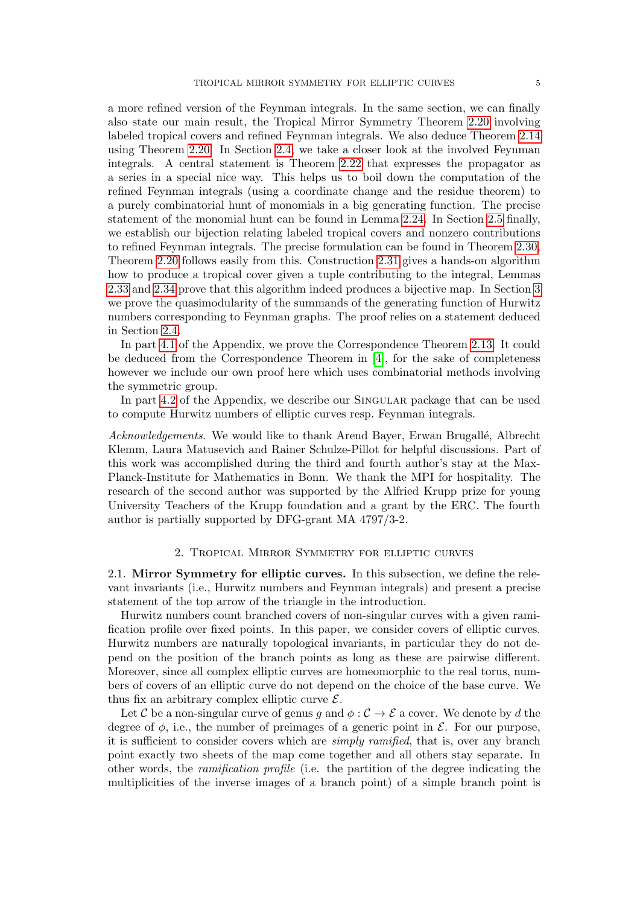a more refined version of the Feynman integrals. In the same section, we can finally also state our main result, the Tropical Mirror Symmetry Theorem 2.20 involving labeled tropical covers and refined Feynman integrals. We also deduce Theorem 2.14 using Theorem 2.20. In Section 2.4, we take a closer look at the involved Feynman integrals. A central statement is Theorem 2.22 that expresses the propagator as a series in a special nice way. This helps us to boil down the computation of the refined Feynman integrals (using a coordinate change and the residue theorem) to a purely combinatorial hunt of monomials in a big generating function. The precise statement of the monomial hunt can be found in Lemma 2.24. In Section 2.5 finally, we establish our bijection relating labeled tropical covers and nonzero contributions to refined Feynman integrals. The precise formulation can be found in Theorem 2.30, Theorem 2.20 follows easily from this. Construction 2.31 gives a hands-on algorithm how to produce a tropical cover given a tuple contributing to the integral, Lemmas 2.33 and 2.34 prove that this algorithm indeed produces a bijective map. In Section 3 we prove the quasimodularity of the summands of the generating function of Hurwitz numbers corresponding to Feynman graphs. The proof relies on a statement deduced in Section 2.4.

In part 4.1 of the Appendix, we prove the Correspondence Theorem 2.13. It could be deduced from the Correspondence Theorem in [4], for the sake of completeness however we include our own proof here which uses combinatorial methods involving the symmetric group.

In part 4.2 of the Appendix, we describe our Singular package that can be used to compute Hurwitz numbers of elliptic curves resp. Feynman integrals.

*Acknowledgements*. We would like to thank Arend Bayer, Erwan Brugallé, Albrecht Klemm, Laura Matusevich and Rainer Schulze-Pillot for helpful discussions. Part of this work was accomplished during the third and fourth author's stay at the Max-Planck-Institute for Mathematics in Bonn. We thank the MPI for hospitality. The research of the second author was supported by the Alfried Krupp prize for young University Teachers of the Krupp foundation and a grant by the ERC. The fourth author is partially supported by DFG-grant MA 4797/3-2.

## 2. Tropical Mirror Symmetry for elliptic curves

### 2.1. Mirror Symmetry for elliptic curves.

In this subsection, we define the relevant invariants (i.e., Hurwitz numbers and Feynman integrals) and present a precise statement of the top arrow of the triangle in the introduction.

Hurwitz numbers count branched covers of non-singular curves with a given ramification profile over fixed points. In this paper, we consider covers of elliptic curves. Hurwitz numbers are naturally topological invariants, in particular they do not depend on the position of the branch points as long as these are pairwise different. Moreover, since all complex elliptic curves are homeomorphic to the real torus, numbers of covers of an elliptic curve do not depend on the choice of the base curve. We thus fix an arbitrary complex elliptic curve $\mathcal{E}$.

Let $\mathcal{C}$ be a non-singular curve of genus $g$ and $\phi : \mathcal{C} \to \mathcal{E}$ a cover. We denote by $d$ the degree of $\phi$, i.e., the number of preimages of a generic point in $\mathcal{E}$. For our purpose, it is sufficient to consider covers which are *simply ramified*, that is, over any branch point exactly two sheets of the map come together and all others stay separate. In other words, the *ramification profile* (i.e. the partition of the degree indicating the multiplicities of the inverse images of a branch point) of a simple branch point is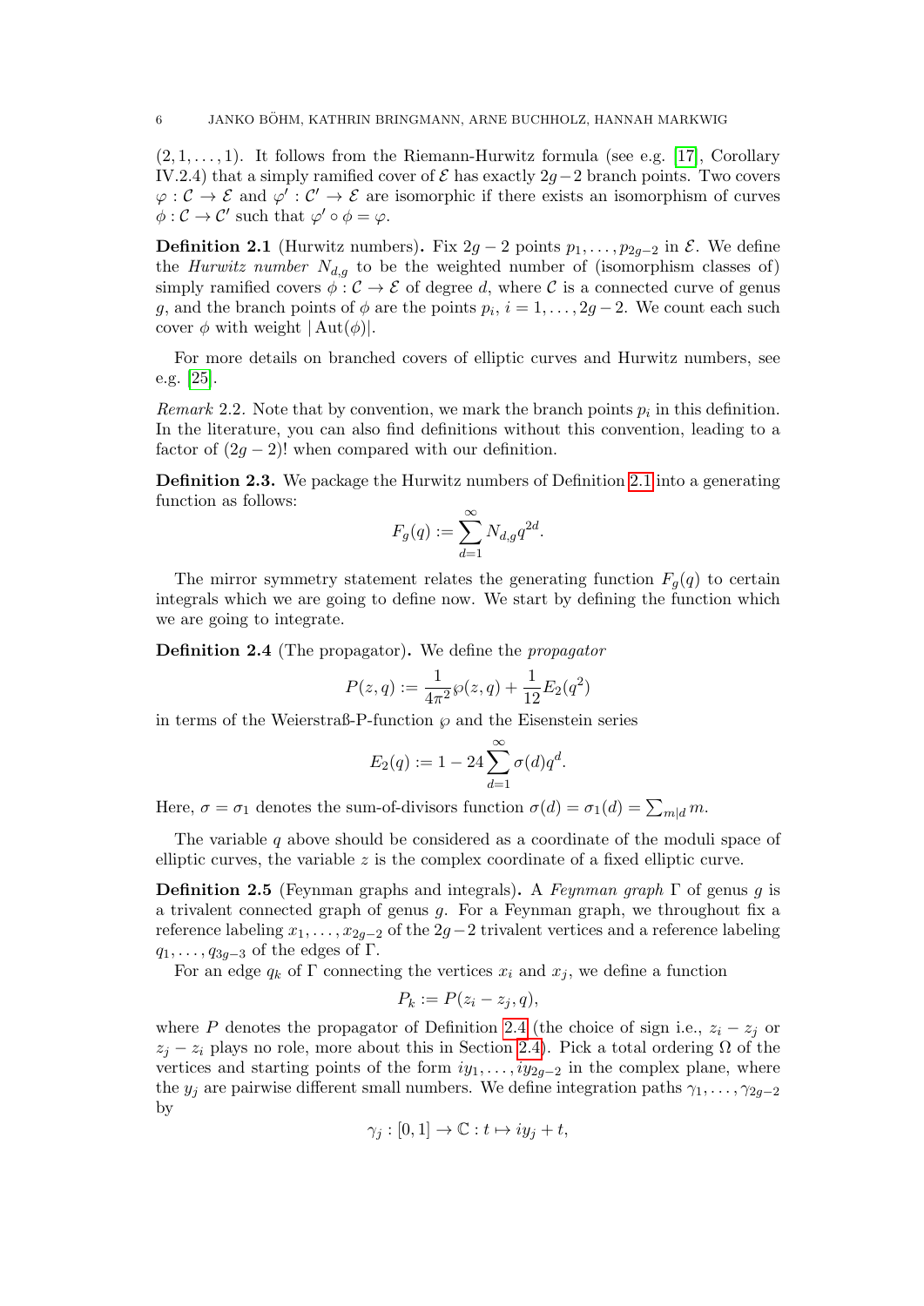$(2, 1, \ldots, 1)$. It follows from the Riemann-Hurwitz formula (see e.g. [17], Corollary IV.2.4) that a simply ramified cover of $\mathcal{E}$ has exactly $2g-2$ branch points. Two covers $\varphi : \mathcal{C} \to \mathcal{E}$ and $\varphi' : \mathcal{C}' \to \mathcal{E}$ are isomorphic if there exists an isomorphism of curves $\phi : \mathcal{C} \to \mathcal{C}'$ such that $\varphi' \circ \phi = \varphi$.

**Definition 2.1** (Hurwitz numbers)**.** Fix $2g-2$ points $p_1, \ldots, p_{2g-2}$ in $\mathcal{E}$. We define the *Hurwitz number* $N_{d,g}$ to be the weighted number of (isomorphism classes of) simply ramified covers $\phi : \mathcal{C} \to \mathcal{E}$ of degree $d$, where $\mathcal{C}$ is a connected curve of genus $g$, and the branch points of $\phi$ are the points $p_i$, $i = 1, \ldots, 2g-2$. We count each such cover $\phi$ with weight $|\operatorname{Aut}(\phi)|$.

For more details on branched covers of elliptic curves and Hurwitz numbers, see e.g. [25].

*Remark* 2.2. Note that by convention, we mark the branch points $p_i$ in this definition. In the literature, you can also find definitions without this convention, leading to a factor of $(2g-2)!$ when compared with our definition.

**Definition 2.3.** We package the Hurwitz numbers of Definition 2.1 into a generating function as follows:

$$F_g(q) := \sum_{d=1}^{\infty} N_{d,g} q^{2d}.$$

The mirror symmetry statement relates the generating function $F_g(q)$ to certain integrals which we are going to define now. We start by defining the function which we are going to integrate.

**Definition 2.4** (The propagator)**.** We define the *propagator*

$$P(z,q) := \frac{1}{4\pi^2}\wp(z,q) + \frac{1}{12}E_2(q^2)$$

in terms of the Weierstraß-P-function $\wp$ and the Eisenstein series

$$E_2(q) := 1 - 24\sum_{d=1}^{\infty}\sigma(d)q^d.$$

Here, $\sigma = \sigma_1$ denotes the sum-of-divisors function $\sigma(d) = \sigma_1(d) = \sum_{m|d} m$.

The variable $q$ above should be considered as a coordinate of the moduli space of elliptic curves, the variable $z$ is the complex coordinate of a fixed elliptic curve.

**Definition 2.5** (Feynman graphs and integrals)**.** A *Feynman graph* $\Gamma$ of genus $g$ is a trivalent connected graph of genus $g$. For a Feynman graph, we throughout fix a reference labeling $x_1, \ldots, x_{2g-2}$ of the $2g-2$ trivalent vertices and a reference labeling $q_1, \ldots, q_{3g-3}$ of the edges of $\Gamma$.

For an edge $q_k$ of $\Gamma$ connecting the vertices $x_i$ and $x_j$, we define a function

$$P_k := P(z_i - z_j, q),$$

where $P$ denotes the propagator of Definition 2.4 (the choice of sign i.e., $z_i - z_j$ or $z_j - z_i$ plays no role, more about this in Section 2.4). Pick a total ordering $\Omega$ of the vertices and starting points of the form $iy_1, \ldots, iy_{2g-2}$ in the complex plane, where the $y_j$ are pairwise different small numbers. We define integration paths $\gamma_1, \ldots, \gamma_{2g-2}$ by

$$\gamma_j : [0,1] \to \mathbb{C} : t \mapsto iy_j + t,$$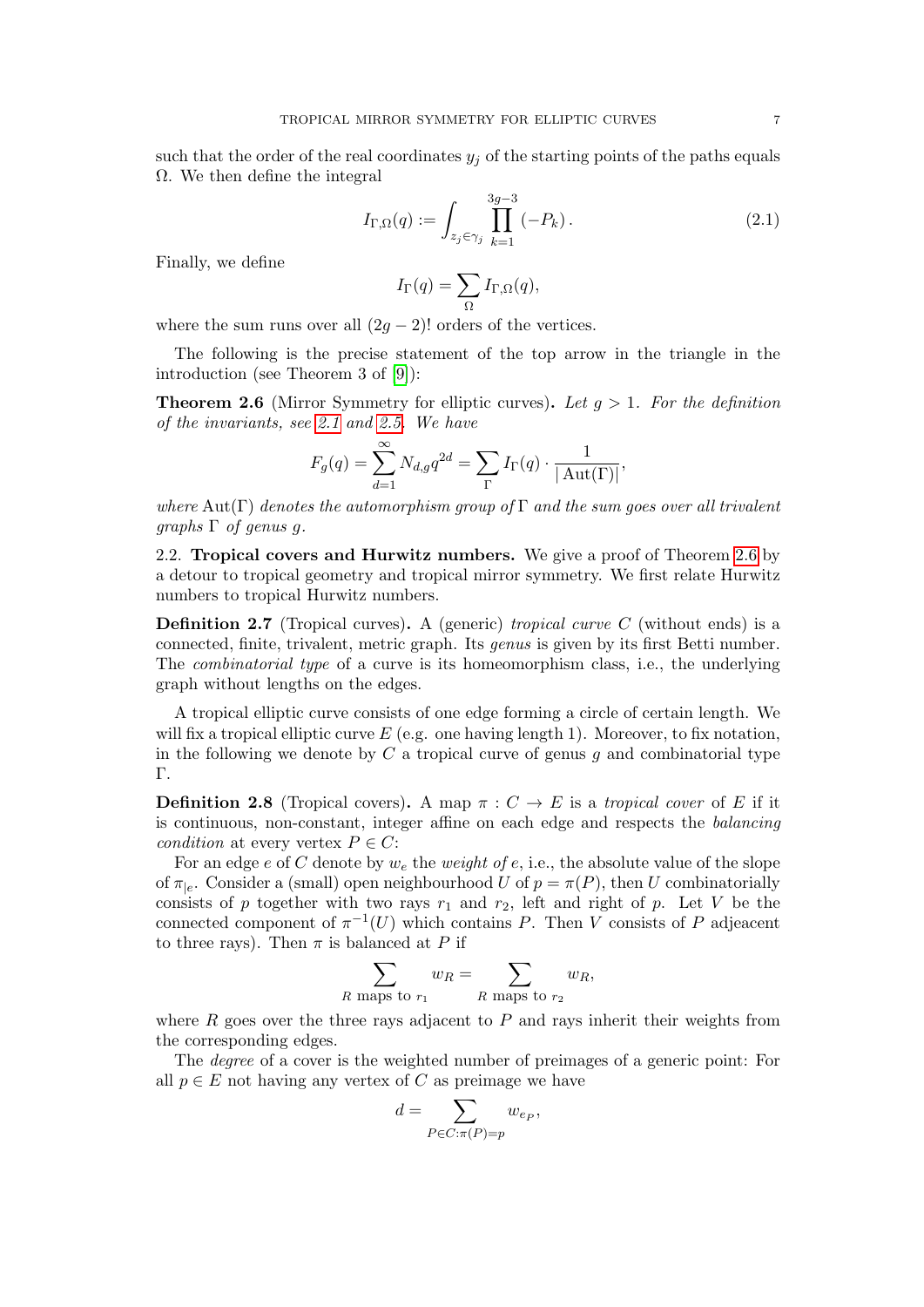such that the order of the real coordinates $y_j$ of the starting points of the paths equals $\Omega$. We then define the integral

$$I_{\Gamma,\Omega}(q) := \int_{z_j \in \gamma_j} \prod_{k=1}^{3g-3} (-P_k)\,. \tag{2.1}$$

Finally, we define

$$I_\Gamma(q) = \sum_\Omega I_{\Gamma,\Omega}(q),$$

where the sum runs over all $(2g-2)!$ orders of the vertices.

The following is the precise statement of the top arrow in the triangle in the introduction (see Theorem 3 of [9]):

**Theorem 2.6** (Mirror Symmetry for elliptic curves)**.** *Let $g > 1$. For the definition of the invariants, see 2.1 and 2.5. We have*

$$F_g(q) = \sum_{d=1}^{\infty} N_{d,g} q^{2d} = \sum_\Gamma I_\Gamma(q) \cdot \frac{1}{|\operatorname{Aut}(\Gamma)|},$$

*where $\operatorname{Aut}(\Gamma)$ denotes the automorphism group of $\Gamma$ and the sum goes over all trivalent graphs $\Gamma$ of genus $g$.*

2.2. **Tropical covers and Hurwitz numbers.** We give a proof of Theorem 2.6 by a detour to tropical geometry and tropical mirror symmetry. We first relate Hurwitz numbers to tropical Hurwitz numbers.

**Definition 2.7** (Tropical curves)**.** A (generic) *tropical curve* $C$ (without ends) is a connected, finite, trivalent, metric graph. Its *genus* is given by its first Betti number. The *combinatorial type* of a curve is its homeomorphism class, i.e., the underlying graph without lengths on the edges.

A tropical elliptic curve consists of one edge forming a circle of certain length. We will fix a tropical elliptic curve $E$ (e.g. one having length 1). Moreover, to fix notation, in the following we denote by $C$ a tropical curve of genus $g$ and combinatorial type $\Gamma$.

**Definition 2.8** (Tropical covers)**.** A map $\pi : C \to E$ is a *tropical cover* of $E$ if it is continuous, non-constant, integer affine on each edge and respects the *balancing condition* at every vertex $P \in C$:

For an edge $e$ of $C$ denote by $w_e$ the *weight of* $e$, i.e., the absolute value of the slope of $\pi_{|e}$. Consider a (small) open neighbourhood $U$ of $p = \pi(P)$, then $U$ combinatorially consists of $p$ together with two rays $r_1$ and $r_2$, left and right of $p$. Let $V$ be the connected component of $\pi^{-1}(U)$ which contains $P$. Then $V$ consists of $P$ adjeacent to three rays). Then $\pi$ is balanced at $P$ if

$$\sum_{R \text{ maps to } r_1} w_R = \sum_{R \text{ maps to } r_2} w_R,$$

where $R$ goes over the three rays adjacent to $P$ and rays inherit their weights from the corresponding edges.

The *degree* of a cover is the weighted number of preimages of a generic point: For all $p \in E$ not having any vertex of $C$ as preimage we have

$$d = \sum_{P \in C : \pi(P) = p} w_{e_P},$$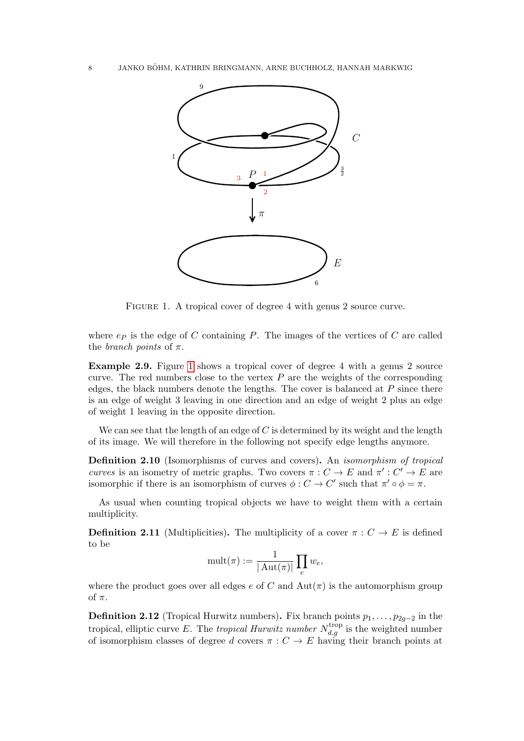FIGURE 1. A tropical cover of degree 4 with genus 2 source curve.

where $e_P$ is the edge of $C$ containing $P$. The images of the vertices of $C$ are called the *branch points* of $\pi$.

**Example 2.9.** Figure 1 shows a tropical cover of degree 4 with a genus 2 source curve. The red numbers close to the vertex $P$ are the weights of the corresponding edges, the black numbers denote the lengths. The cover is balanced at $P$ since there is an edge of weight 3 leaving in one direction and an edge of weight 2 plus an edge of weight 1 leaving in the opposite direction.

We can see that the length of an edge of $C$ is determined by its weight and the length of its image. We will therefore in the following not specify edge lengths anymore.

**Definition 2.10** (Isomorphisms of curves and covers)**.** An *isomorphism of tropical curves* is an isometry of metric graphs. Two covers $\pi : C \to E$ and $\pi' : C' \to E$ are isomorphic if there is an isomorphism of curves $\phi : C \to C'$ such that $\pi' \circ \phi = \pi$.

As usual when counting tropical objects we have to weight them with a certain multiplicity.

**Definition 2.11** (Multiplicities)**.** The multiplicity of a cover $\pi : C \to E$ is defined to be

$$\operatorname{mult}(\pi) := \frac{1}{|\operatorname{Aut}(\pi)|} \prod_e w_e,$$

where the product goes over all edges $e$ of $C$ and $\operatorname{Aut}(\pi)$ is the automorphism group of $\pi$.

**Definition 2.12** (Tropical Hurwitz numbers)**.** Fix branch points $p_1, \ldots, p_{2g-2}$ in the tropical, elliptic curve $E$. The *tropical Hurwitz number* $N_{d,g}^{\text{trop}}$ is the weighted number of isomorphism classes of degree $d$ covers $\pi : C \to E$ having their branch points at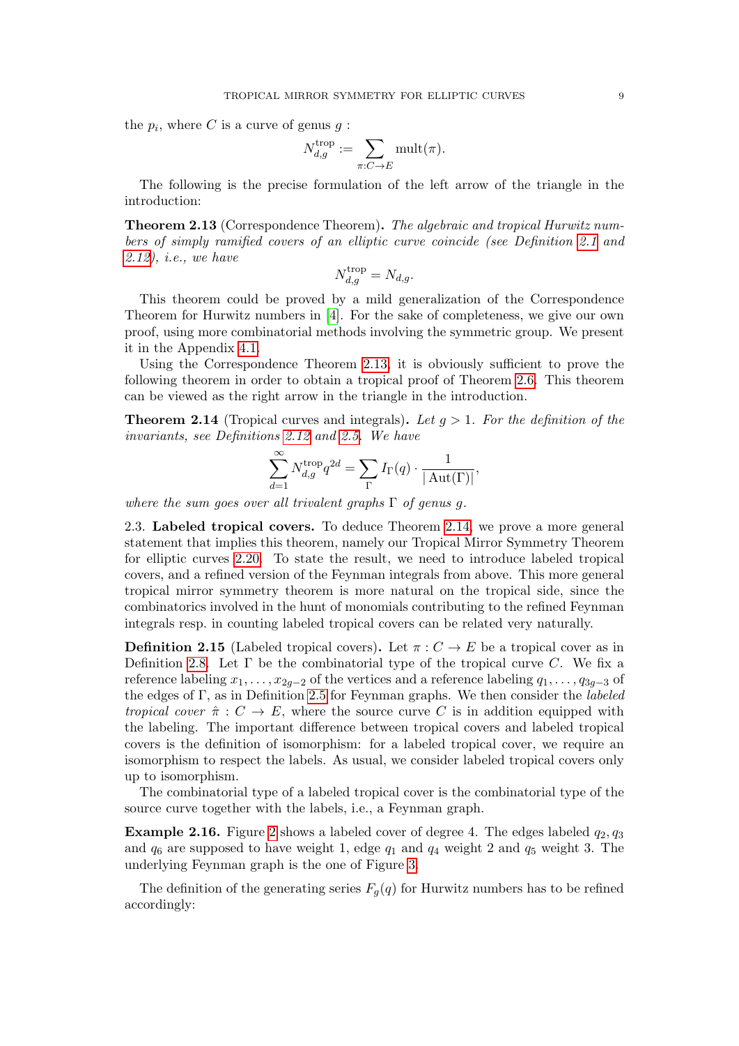the $p_i$, where $C$ is a curve of genus $g$ :

$$N_{d,g}^{\text{trop}} := \sum_{\pi: C \to E} \text{mult}(\pi).$$

The following is the precise formulation of the left arrow of the triangle in the introduction:

**Theorem 2.13** (Correspondence Theorem)**.** *The algebraic and tropical Hurwitz numbers of simply ramified covers of an elliptic curve coincide (see Definition 2.1 and 2.12), i.e., we have*

$$N_{d,g}^{\text{trop}} = N_{d,g}.$$

This theorem could be proved by a mild generalization of the Correspondence Theorem for Hurwitz numbers in [4]. For the sake of completeness, we give our own proof, using more combinatorial methods involving the symmetric group. We present it in the Appendix 4.1.

Using the Correspondence Theorem 2.13, it is obviously sufficient to prove the following theorem in order to obtain a tropical proof of Theorem 2.6. This theorem can be viewed as the right arrow in the triangle in the introduction.

**Theorem 2.14** (Tropical curves and integrals)**.** *Let $g > 1$. For the definition of the invariants, see Definitions 2.12 and 2.5. We have*

$$\sum_{d=1}^{\infty} N_{d,g}^{\text{trop}} q^{2d} = \sum_{\Gamma} I_\Gamma(q) \cdot \frac{1}{|\operatorname{Aut}(\Gamma)|},$$

*where the sum goes over all trivalent graphs $\Gamma$ of genus $g$.*

2.3. **Labeled tropical covers.** To deduce Theorem 2.14, we prove a more general statement that implies this theorem, namely our Tropical Mirror Symmetry Theorem for elliptic curves 2.20. To state the result, we need to introduce labeled tropical covers, and a refined version of the Feynman integrals from above. This more general tropical mirror symmetry theorem is more natural on the tropical side, since the combinatorics involved in the hunt of monomials contributing to the refined Feynman integrals resp. in counting labeled tropical covers can be related very naturally.

**Definition 2.15** (Labeled tropical covers)**.** Let $\pi : C \to E$ be a tropical cover as in Definition 2.8. Let $\Gamma$ be the combinatorial type of the tropical curve $C$. We fix a reference labeling $x_1, \ldots, x_{2g-2}$ of the vertices and a reference labeling $q_1, \ldots, q_{3g-3}$ of the edges of $\Gamma$, as in Definition 2.5 for Feynman graphs. We then consider the *labeled tropical cover* $\hat{\pi} : C \to E$, where the source curve $C$ is in addition equipped with the labeling. The important difference between tropical covers and labeled tropical covers is the definition of isomorphism: for a labeled tropical cover, we require an isomorphism to respect the labels. As usual, we consider labeled tropical covers only up to isomorphism.

The combinatorial type of a labeled tropical cover is the combinatorial type of the source curve together with the labels, i.e., a Feynman graph.

**Example 2.16.** Figure 2 shows a labeled cover of degree 4. The edges labeled $q_2, q_3$ and $q_6$ are supposed to have weight 1, edge $q_1$ and $q_4$ weight 2 and $q_5$ weight 3. The underlying Feynman graph is the one of Figure 3.

The definition of the generating series $F_g(q)$ for Hurwitz numbers has to be refined accordingly: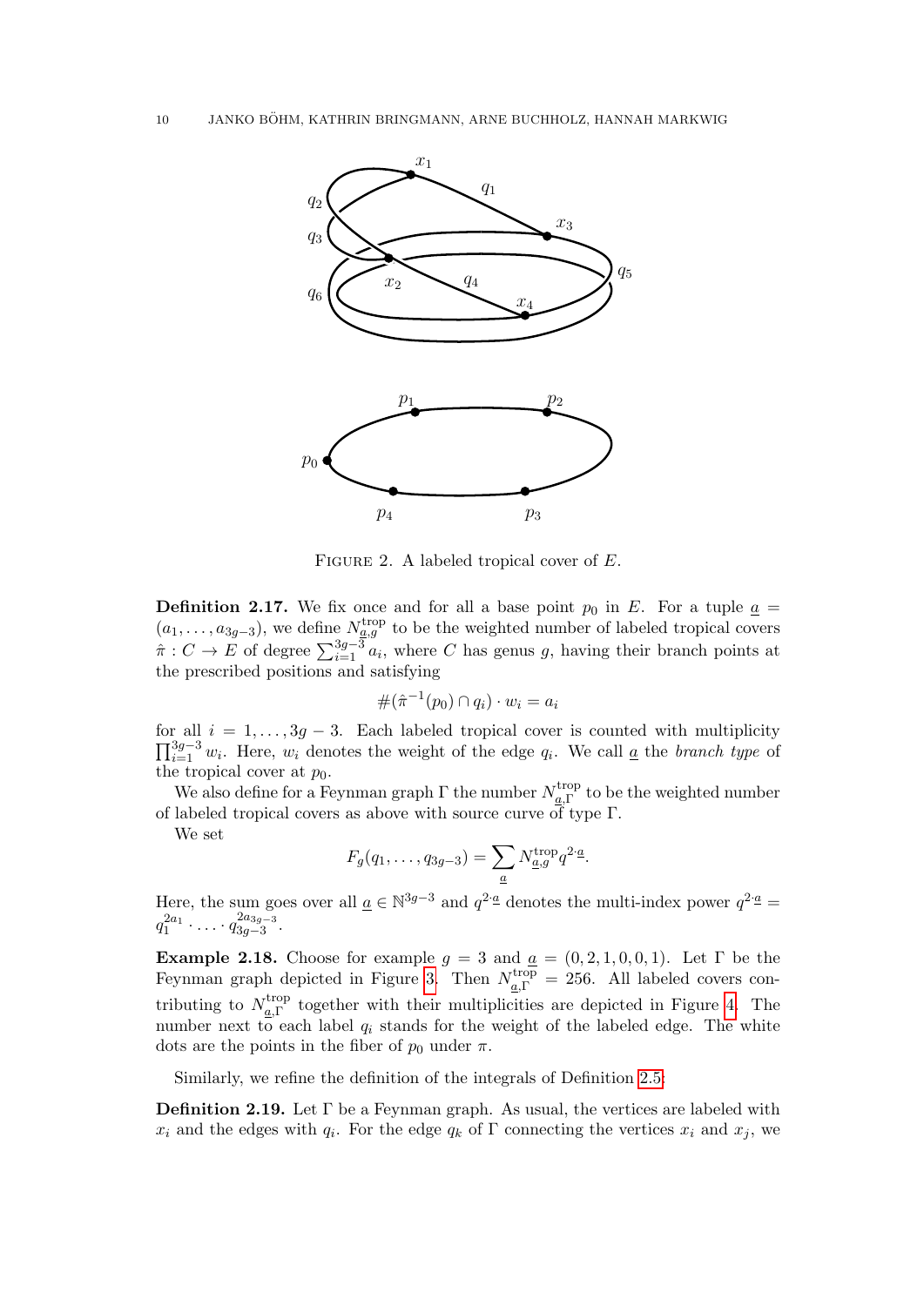FIGURE 2. A labeled tropical cover of $E$.

**Definition 2.17.** We fix once and for all a base point $p_0$ in $E$. For a tuple $\underline{a} = (a_1, \ldots, a_{3g-3})$, we define $N^{\text{trop}}_{\underline{a},g}$ to be the weighted number of labeled tropical covers $\hat{\pi} : C \to E$ of degree $\sum_{i=1}^{3g-3} a_i$, where $C$ has genus $g$, having their branch points at the prescribed positions and satisfying

$$\#(\hat{\pi}^{-1}(p_0) \cap q_i) \cdot w_i = a_i$$

for all $i = 1, \ldots, 3g-3$. Each labeled tropical cover is counted with multiplicity $\prod_{i=1}^{3g-3} w_i$. Here, $w_i$ denotes the weight of the edge $q_i$. We call $\underline{a}$ the *branch type* of the tropical cover at $p_0$.

We also define for a Feynman graph $\Gamma$ the number $N^{\text{trop}}_{\underline{a},\Gamma}$ to be the weighted number of labeled tropical covers as above with source curve of type $\Gamma$.

We set

$$F_g(q_1, \ldots, q_{3g-3}) = \sum_{\underline{a}} N^{\text{trop}}_{\underline{a},g} q^{2\cdot\underline{a}}.$$

Here, the sum goes over all $\underline{a} \in \mathbb{N}^{3g-3}$ and $q^{2\cdot\underline{a}}$ denotes the multi-index power $q^{2\cdot\underline{a}} = q_1^{2a_1} \cdot \ldots \cdot q_{3g-3}^{2a_{3g-3}}$.

**Example 2.18.** Choose for example $g = 3$ and $\underline{a} = (0, 2, 1, 0, 0, 1)$. Let $\Gamma$ be the Feynman graph depicted in Figure 3. Then $N^{\text{trop}}_{\underline{a},\Gamma} = 256$. All labeled covers contributing to $N^{\text{trop}}_{\underline{a},\Gamma}$ together with their multiplicities are depicted in Figure 4. The number next to each label $q_i$ stands for the weight of the labeled edge. The white dots are the points in the fiber of $p_0$ under $\pi$.

Similarly, we refine the definition of the integrals of Definition 2.5:

**Definition 2.19.** Let $\Gamma$ be a Feynman graph. As usual, the vertices are labeled with $x_i$ and the edges with $q_i$. For the edge $q_k$ of $\Gamma$ connecting the vertices $x_i$ and $x_j$, we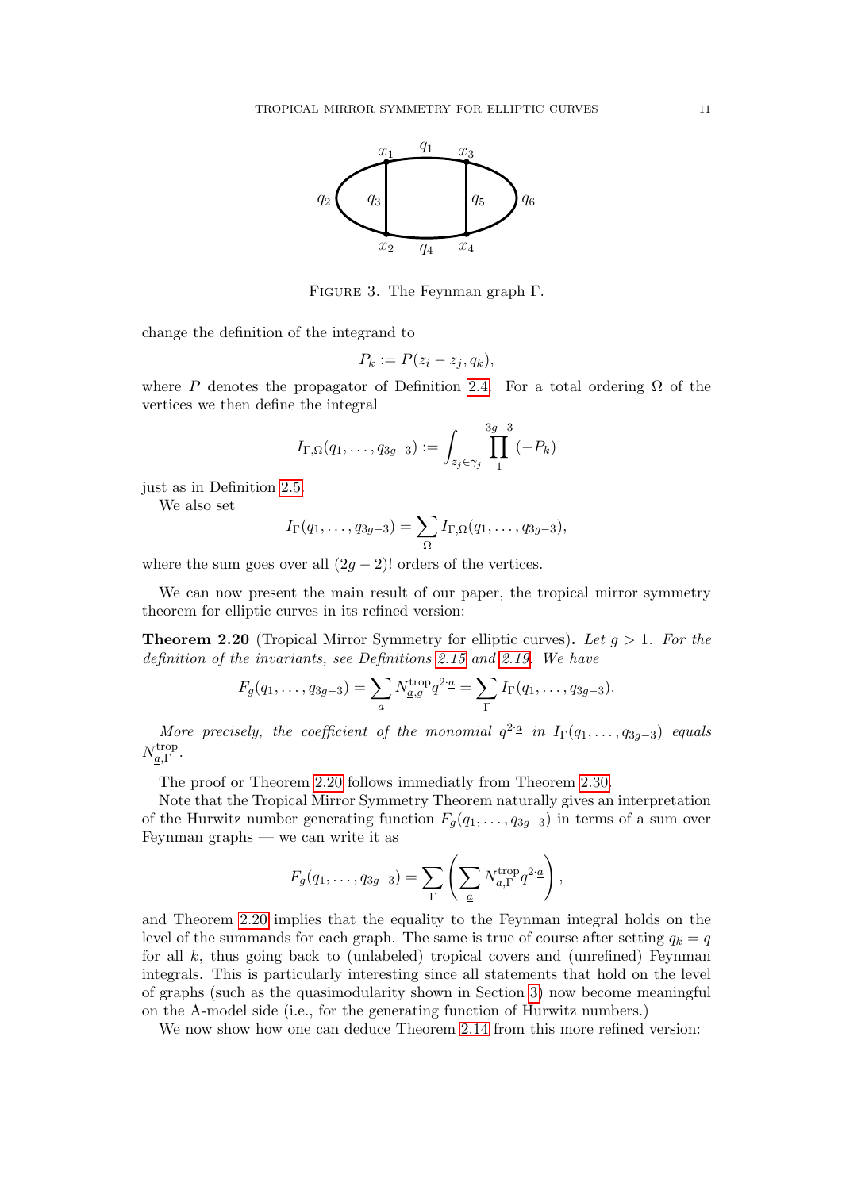FIGURE 3. The Feynman graph Γ.

change the definition of the integrand to

$$P_k := P(z_i - z_j, q_k),$$

where $P$ denotes the propagator of Definition 2.4. For a total ordering $\Omega$ of the vertices we then define the integral

$$I_{\Gamma,\Omega}(q_1, \ldots, q_{3g-3}) := \int_{z_j \in \gamma_j} \prod_{1}^{3g-3} (-P_k)$$

just as in Definition 2.5.

We also set

$$I_\Gamma(q_1, \ldots, q_{3g-3}) = \sum_{\Omega} I_{\Gamma,\Omega}(q_1, \ldots, q_{3g-3}),$$

where the sum goes over all $(2g-2)!$ orders of the vertices.

We can now present the main result of our paper, the tropical mirror symmetry theorem for elliptic curves in its refined version:

**Theorem 2.20** (Tropical Mirror Symmetry for elliptic curves)**.** *Let $g > 1$. For the definition of the invariants, see Definitions 2.15 and 2.19. We have*

$$F_g(q_1, \ldots, q_{3g-3}) = \sum_{\underline{a}} N^{\text{trop}}_{\underline{a},g} q^{2 \cdot \underline{a}} = \sum_{\Gamma} I_\Gamma(q_1, \ldots, q_{3g-3}).$$

*More precisely, the coefficient of the monomial $q^{2\cdot \underline{a}}$ in $I_\Gamma(q_1, \ldots, q_{3g-3})$ equals $N^{\text{trop}}_{\underline{a},\Gamma}$.*

The proof or Theorem 2.20 follows immediatly from Theorem 2.30.

Note that the Tropical Mirror Symmetry Theorem naturally gives an interpretation of the Hurwitz number generating function $F_g(q_1, \ldots, q_{3g-3})$ in terms of a sum over Feynman graphs — we can write it as

$$F_g(q_1, \ldots, q_{3g-3}) = \sum_{\Gamma} \left( \sum_{\underline{a}} N^{\text{trop}}_{\underline{a},\Gamma} q^{2 \cdot \underline{a}} \right),$$

and Theorem 2.20 implies that the equality to the Feynman integral holds on the level of the summands for each graph. The same is true of course after setting $q_k = q$ for all $k$, thus going back to (unlabeled) tropical covers and (unrefined) Feynman integrals. This is particularly interesting since all statements that hold on the level of graphs (such as the quasimodularity shown in Section 3) now become meaningful on the A-model side (i.e., for the generating function of Hurwitz numbers.)

We now show how one can deduce Theorem 2.14 from this more refined version: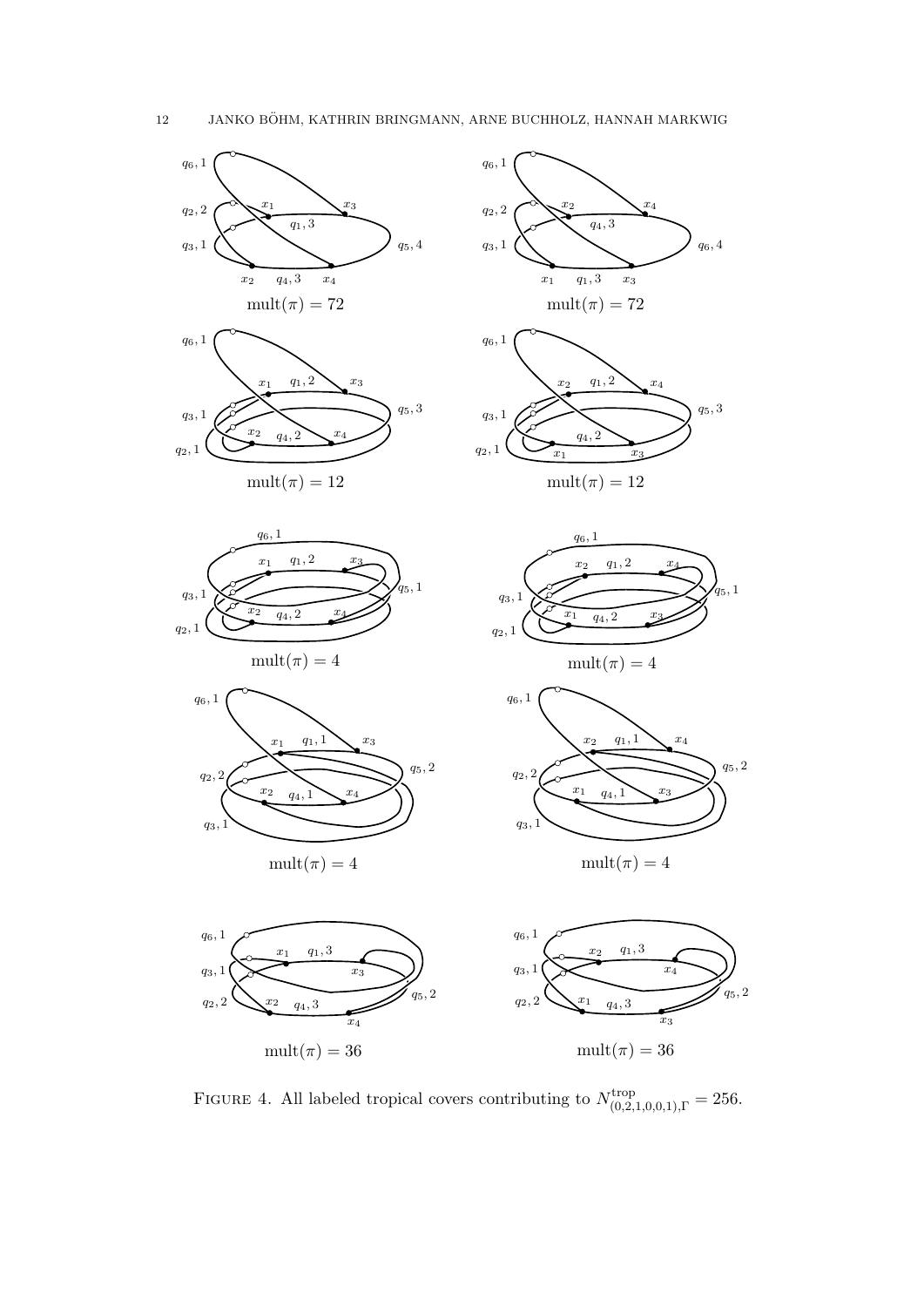mult$(\pi) = 72$

mult$(\pi) = 72$

mult$(\pi) = 12$

mult$(\pi) = 12$

mult$(\pi) = 4$

mult$(\pi) = 4$

mult$(\pi) = 4$

mult$(\pi) = 4$

mult$(\pi) = 36$

mult$(\pi) = 36$

Figure 4. All labeled tropical covers contributing to $N^{\mathrm{trop}}_{(0,2,1,0,0,1),\Gamma} = 256$.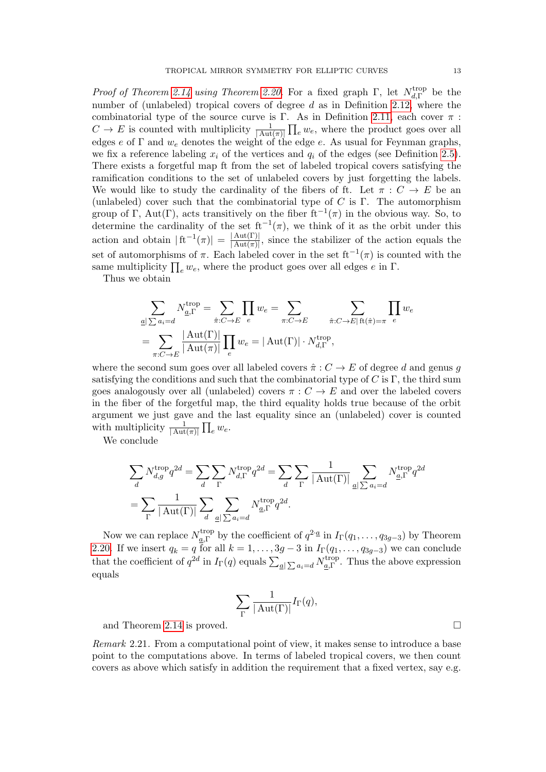*Proof of Theorem 2.14 using Theorem 2.20.* For a fixed graph $\Gamma$, let $N^{\mathrm{trop}}_{d,\Gamma}$ be the number of (unlabeled) tropical covers of degree $d$ as in Definition 2.12, where the combinatorial type of the source curve is $\Gamma$. As in Definition 2.11, each cover $\pi : C \to E$ is counted with multiplicity $\frac{1}{|\operatorname{Aut}(\pi)|}\prod_e w_e$, where the product goes over all edges $e$ of $\Gamma$ and $w_e$ denotes the weight of the edge $e$. As usual for Feynman graphs, we fix a reference labeling $x_i$ of the vertices and $q_i$ of the edges (see Definition 2.5). There exists a forgetful map ft from the set of labeled tropical covers satisfying the ramification conditions to the set of unlabeled covers by just forgetting the labels. We would like to study the cardinality of the fibers of ft. Let $\pi : C \to E$ be an (unlabeled) cover such that the combinatorial type of $C$ is $\Gamma$. The automorphism group of $\Gamma$, $\operatorname{Aut}(\Gamma)$, acts transitively on the fiber $\operatorname{ft}^{-1}(\pi)$ in the obvious way. So, to determine the cardinality of the set $\operatorname{ft}^{-1}(\pi)$, we think of it as the orbit under this action and obtain $|\operatorname{ft}^{-1}(\pi)| = \frac{|\operatorname{Aut}(\Gamma)|}{|\operatorname{Aut}(\pi)|}$, since the stabilizer of the action equals the set of automorphisms of $\pi$. Each labeled cover in the set $\operatorname{ft}^{-1}(\pi)$ is counted with the same multiplicity $\prod_e w_e$, where the product goes over all edges $e$ in $\Gamma$.

Thus we obtain

$$
\begin{aligned}
\sum_{\underline{a}\mid\sum a_i=d} N^{\mathrm{trop}}_{\underline{a},\Gamma} &= \sum_{\hat{\pi}:C\to E}\prod_e w_e = \sum_{\pi:C\to E}\;\sum_{\hat{\pi}:C\to E\mid \operatorname{ft}(\hat{\pi})=\pi}\prod_e w_e \\
&= \sum_{\pi:C\to E}\frac{|\operatorname{Aut}(\Gamma)|}{|\operatorname{Aut}(\pi)|}\prod_e w_e = |\operatorname{Aut}(\Gamma)|\cdot N^{\mathrm{trop}}_{d,\Gamma},
\end{aligned}
$$

where the second sum goes over all labeled covers $\hat{\pi} : C \to E$ of degree $d$ and genus $g$ satisfying the conditions and such that the combinatorial type of $C$ is $\Gamma$, the third sum goes analogously over all (unlabeled) covers $\pi : C \to E$ and over the labeled covers in the fiber of the forgetful map, the third equality holds true because of the orbit argument we just gave and the last equality since an (unlabeled) cover is counted with multiplicity $\frac{1}{|\operatorname{Aut}(\pi)|}\prod_e w_e$.

We conclude

$$
\begin{aligned}
\sum_d N^{\mathrm{trop}}_{d,g} q^{2d} &= \sum_d\sum_\Gamma N^{\mathrm{trop}}_{d,\Gamma} q^{2d} = \sum_d\sum_\Gamma \frac{1}{|\operatorname{Aut}(\Gamma)|}\sum_{\underline{a}\mid\sum a_i=d} N^{\mathrm{trop}}_{\underline{a},\Gamma} q^{2d} \\
&= \sum_\Gamma \frac{1}{|\operatorname{Aut}(\Gamma)|}\sum_d\sum_{\underline{a}\mid\sum a_i=d} N^{\mathrm{trop}}_{\underline{a},\Gamma} q^{2d}.
\end{aligned}
$$

Now we can replace $N^{\mathrm{trop}}_{\underline{a},\Gamma}$ by the coefficient of $q^{2\cdot\underline{a}}$ in $I_\Gamma(q_1,\ldots,q_{3g-3})$ by Theorem 2.20. If we insert $q_k = q$ for all $k = 1,\ldots,3g-3$ in $I_\Gamma(q_1,\ldots,q_{3g-3})$ we can conclude that the coefficient of $q^{2d}$ in $I_\Gamma(q)$ equals $\sum_{\underline{a}\mid\sum a_i=d} N^{\mathrm{trop}}_{\underline{a},\Gamma}$. Thus the above expression equals

$$
\sum_\Gamma \frac{1}{|\operatorname{Aut}(\Gamma)|} I_\Gamma(q),
$$

and Theorem 2.14 is proved. $\square$

*Remark* 2.21. From a computational point of view, it makes sense to introduce a base point to the computations above. In terms of labeled tropical covers, we then count covers as above which satisfy in addition the requirement that a fixed vertex, say e.g.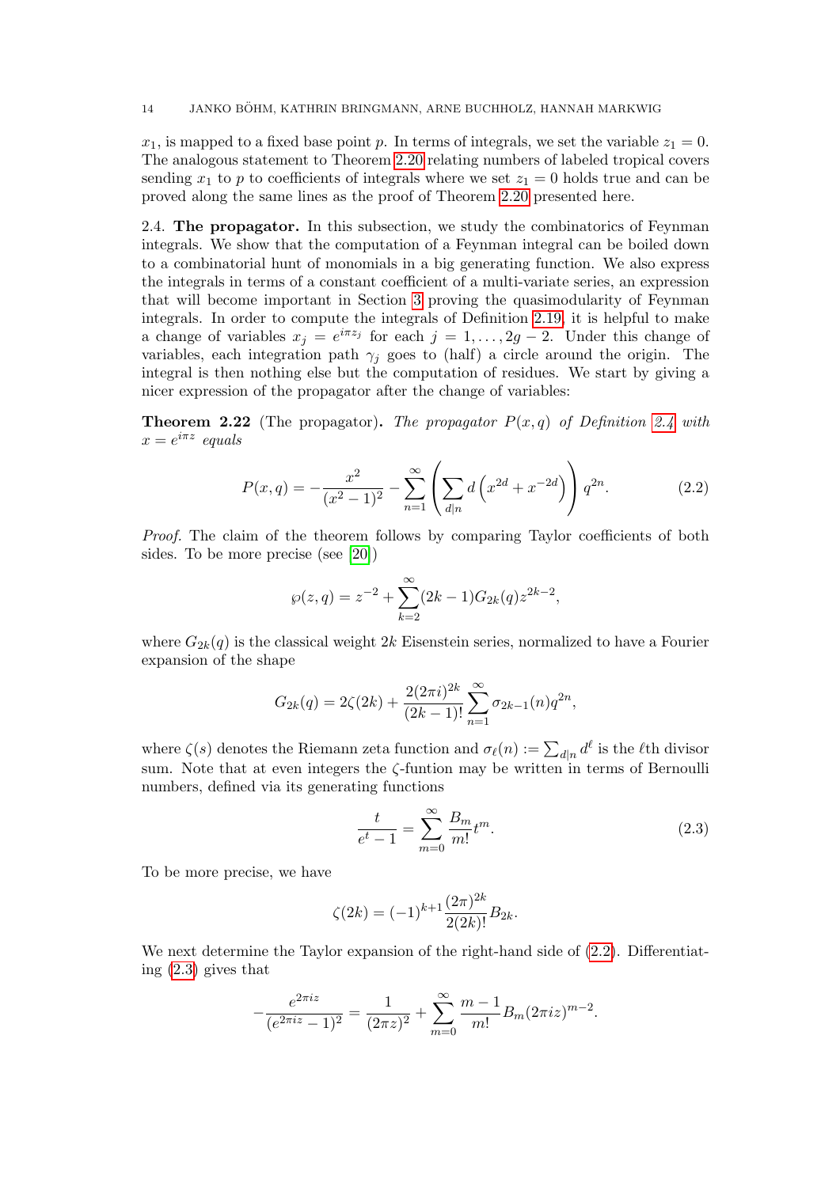$x_1$, is mapped to a fixed base point $p$. In terms of integrals, we set the variable $z_1 = 0$. The analogous statement to Theorem 2.20 relating numbers of labeled tropical covers sending $x_1$ to $p$ to coefficients of integrals where we set $z_1 = 0$ holds true and can be proved along the same lines as the proof of Theorem 2.20 presented here.

2.4. **The propagator.** In this subsection, we study the combinatorics of Feynman integrals. We show that the computation of a Feynman integral can be boiled down to a combinatorial hunt of monomials in a big generating function. We also express the integrals in terms of a constant coefficient of a multi-variate series, an expression that will become important in Section 3 proving the quasimodularity of Feynman integrals. In order to compute the integrals of Definition 2.19, it is helpful to make a change of variables $x_j = e^{i\pi z_j}$ for each $j = 1, \ldots, 2g-2$. Under this change of variables, each integration path $\gamma_j$ goes to (half) a circle around the origin. The integral is then nothing else but the computation of residues. We start by giving a nicer expression of the propagator after the change of variables:

**Theorem 2.22** (The propagator). *The propagator $P(x, q)$ of Definition 2.4 with $x = e^{i\pi z}$ equals*

$$P(x, q) = -\frac{x^2}{(x^2-1)^2} - \sum_{n=1}^{\infty} \left( \sum_{d|n} d\left(x^{2d} + x^{-2d}\right) \right) q^{2n}. \tag{2.2}$$

*Proof.* The claim of the theorem follows by comparing Taylor coefficients of both sides. To be more precise (see [20])

$$\wp(z, q) = z^{-2} + \sum_{k=2}^{\infty} (2k-1) G_{2k}(q) z^{2k-2},$$

where $G_{2k}(q)$ is the classical weight $2k$ Eisenstein series, normalized to have a Fourier expansion of the shape

$$G_{2k}(q) = 2\zeta(2k) + \frac{2(2\pi i)^{2k}}{(2k-1)!} \sum_{n=1}^{\infty} \sigma_{2k-1}(n) q^{2n},$$

where $\zeta(s)$ denotes the Riemann zeta function and $\sigma_\ell(n) := \sum_{d|n} d^\ell$ is the $\ell$th divisor sum. Note that at even integers the $\zeta$-funtion may be written in terms of Bernoulli numbers, defined via its generating functions

$$\frac{t}{e^t - 1} = \sum_{m=0}^{\infty} \frac{B_m}{m!} t^m. \tag{2.3}$$

To be more precise, we have

$$\zeta(2k) = (-1)^{k+1} \frac{(2\pi)^{2k}}{2(2k)!} B_{2k}.$$

We next determine the Taylor expansion of the right-hand side of (2.2). Differentiating (2.3) gives that

$$-\frac{e^{2\pi i z}}{(e^{2\pi i z} - 1)^2} = \frac{1}{(2\pi z)^2} + \sum_{m=0}^{\infty} \frac{m-1}{m!} B_m (2\pi i z)^{m-2}.$$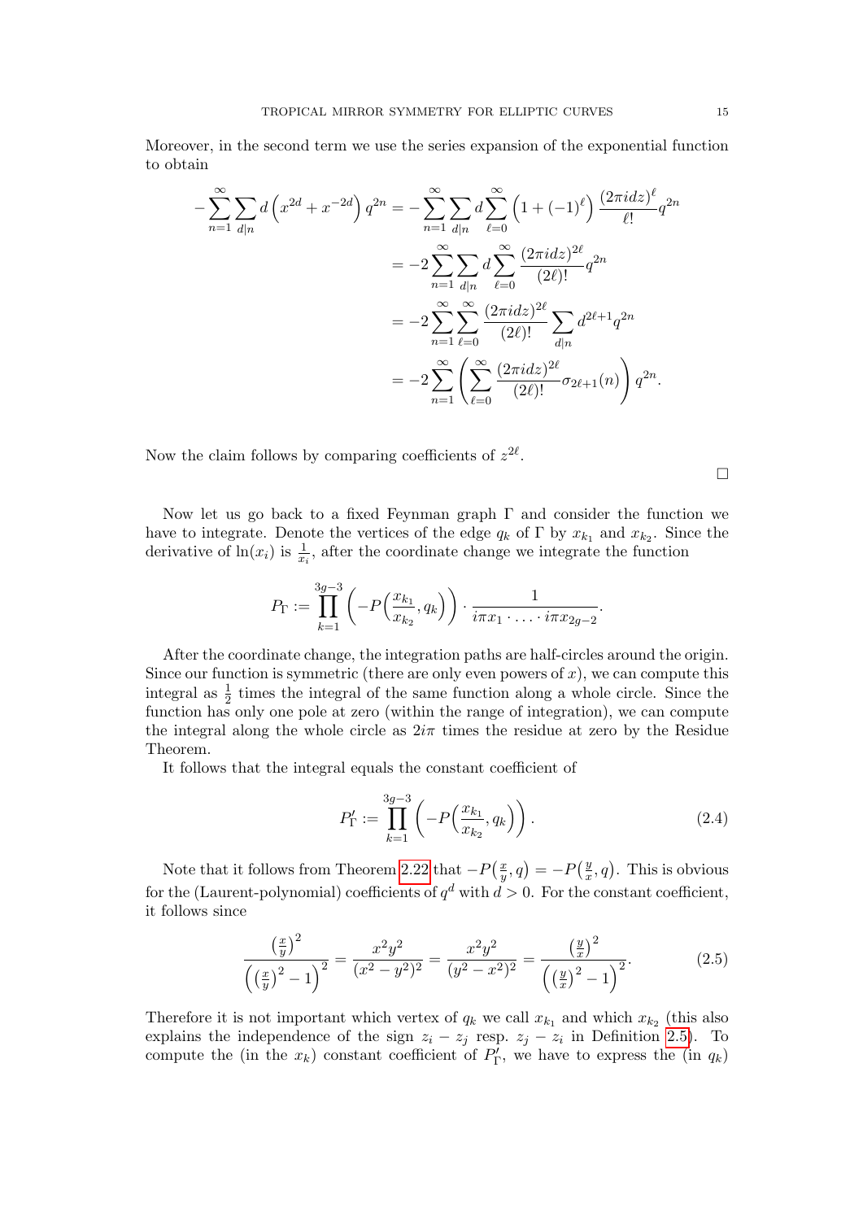Moreover, in the second term we use the series expansion of the exponential function to obtain

$$
\begin{aligned}
-\sum_{n=1}^{\infty}\sum_{d|n} d\left(x^{2d}+x^{-2d}\right)q^{2n} &= -\sum_{n=1}^{\infty}\sum_{d|n} d\sum_{\ell=0}^{\infty}\left(1+(-1)^{\ell}\right)\frac{(2\pi i d z)^{\ell}}{\ell!}q^{2n} \\
&= -2\sum_{n=1}^{\infty}\sum_{d|n} d\sum_{\ell=0}^{\infty}\frac{(2\pi i d z)^{2\ell}}{(2\ell)!}q^{2n} \\
&= -2\sum_{n=1}^{\infty}\sum_{\ell=0}^{\infty}\frac{(2\pi i d z)^{2\ell}}{(2\ell)!}\sum_{d|n} d^{2\ell+1}q^{2n} \\
&= -2\sum_{n=1}^{\infty}\left(\sum_{\ell=0}^{\infty}\frac{(2\pi i d z)^{2\ell}}{(2\ell)!}\sigma_{2\ell+1}(n)\right)q^{2n}.
\end{aligned}
$$

Now the claim follows by comparing coefficients of $z^{2\ell}$.

□

Now let us go back to a fixed Feynman graph $\Gamma$ and consider the function we have to integrate. Denote the vertices of the edge $q_k$ of $\Gamma$ by $x_{k_1}$ and $x_{k_2}$. Since the derivative of $\ln(x_i)$ is $\frac{1}{x_i}$, after the coordinate change we integrate the function

$$P_\Gamma := \prod_{k=1}^{3g-3}\left(-P\Big(\frac{x_{k_1}}{x_{k_2}}, q_k\Big)\right)\cdot\frac{1}{i\pi x_1\cdot\ldots\cdot i\pi x_{2g-2}}.$$

After the coordinate change, the integration paths are half-circles around the origin. Since our function is symmetric (there are only even powers of $x$), we can compute this integral as $\frac{1}{2}$ times the integral of the same function along a whole circle. Since the function has only one pole at zero (within the range of integration), we can compute the integral along the whole circle as $2i\pi$ times the residue at zero by the Residue Theorem.

It follows that the integral equals the constant coefficient of

$$P'_\Gamma := \prod_{k=1}^{3g-3}\left(-P\Big(\frac{x_{k_1}}{x_{k_2}}, q_k\Big)\right). \tag{2.4}$$

Note that it follows from Theorem 2.22 that $-P\big(\frac{x}{y}, q\big) = -P\big(\frac{y}{x}, q\big)$. This is obvious for the (Laurent-polynomial) coefficients of $q^d$ with $d>0$. For the constant coefficient, it follows since

$$\frac{\left(\frac{x}{y}\right)^2}{\left(\left(\frac{x}{y}\right)^2-1\right)^2} = \frac{x^2y^2}{(x^2-y^2)^2} = \frac{x^2y^2}{(y^2-x^2)^2} = \frac{\left(\frac{y}{x}\right)^2}{\left(\left(\frac{y}{x}\right)^2-1\right)^2}. \tag{2.5}$$

Therefore it is not important which vertex of $q_k$ we call $x_{k_1}$ and which $x_{k_2}$ (this also explains the independence of the sign $z_i - z_j$ resp. $z_j - z_i$ in Definition 2.5). To compute the (in the $x_k$) constant coefficient of $P'_\Gamma$, we have to express the (in $q_k$)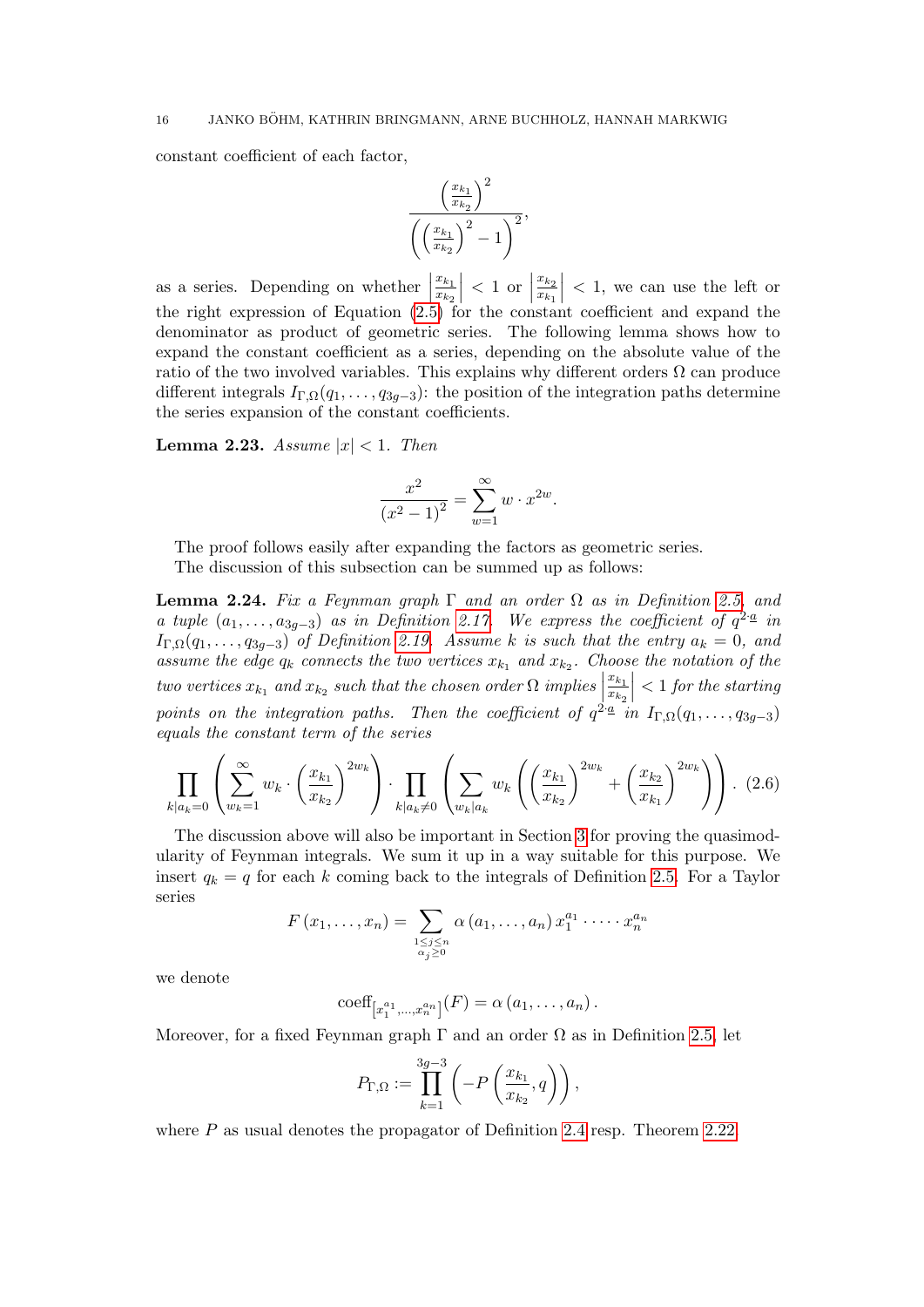constant coefficient of each factor,

$$\frac{\left(\frac{x_{k_1}}{x_{k_2}}\right)^2}{\left(\left(\frac{x_{k_1}}{x_{k_2}}\right)^2 - 1\right)^2},$$

as a series. Depending on whether $\left|\frac{x_{k_1}}{x_{k_2}}\right| < 1$ or $\left|\frac{x_{k_2}}{x_{k_1}}\right| < 1$, we can use the left or the right expression of Equation (2.5) for the constant coefficient and expand the denominator as product of geometric series. The following lemma shows how to expand the constant coefficient as a series, depending on the absolute value of the ratio of the two involved variables. This explains why different orders $\Omega$ can produce different integrals $I_{\Gamma,\Omega}(q_1, \ldots, q_{3g-3})$: the position of the integration paths determine the series expansion of the constant coefficients.

**Lemma 2.23.** *Assume $|x| < 1$. Then*

$$\frac{x^2}{\left(x^2 - 1\right)^2} = \sum_{w=1}^{\infty} w \cdot x^{2w}.$$

The proof follows easily after expanding the factors as geometric series.

The discussion of this subsection can be summed up as follows:

**Lemma 2.24.** *Fix a Feynman graph $\Gamma$ and an order $\Omega$ as in Definition 2.5, and a tuple $(a_1, \ldots, a_{3g-3})$ as in Definition 2.17. We express the coefficient of $q^{2\cdot \underline{a}}$ in $I_{\Gamma,\Omega}(q_1, \ldots, q_{3g-3})$ of Definition 2.19. Assume $k$ is such that the entry $a_k = 0$, and assume the edge $q_k$ connects the two vertices $x_{k_1}$ and $x_{k_2}$. Choose the notation of the two vertices $x_{k_1}$ and $x_{k_2}$ such that the chosen order $\Omega$ implies $\left|\frac{x_{k_1}}{x_{k_2}}\right| < 1$ for the starting points on the integration paths. Then the coefficient of $q^{2\cdot \underline{a}}$ in $I_{\Gamma,\Omega}(q_1, \ldots, q_{3g-3})$ equals the constant term of the series*

$$\prod_{k|a_k=0} \left( \sum_{w_k=1}^{\infty} w_k \cdot \left(\frac{x_{k_1}}{x_{k_2}}\right)^{2w_k} \right) \cdot \prod_{k|a_k\neq 0} \left( \sum_{w_k|a_k} w_k \left( \left(\frac{x_{k_1}}{x_{k_2}}\right)^{2w_k} + \left(\frac{x_{k_2}}{x_{k_1}}\right)^{2w_k} \right) \right). \quad (2.6)$$

The discussion above will also be important in Section 3 for proving the quasimodularity of Feynman integrals. We sum it up in a way suitable for this purpose. We insert $q_k = q$ for each $k$ coming back to the integrals of Definition 2.5. For a Taylor series

$$F(x_1, \ldots, x_n) = \sum_{\substack{1 \leq j \leq n \\ \alpha_j \geq 0}} \alpha(a_1, \ldots, a_n)\, x_1^{a_1} \cdot \cdots \cdot x_n^{a_n}$$

we denote

$$\operatorname{coeff}_{\left[x_1^{a_1}, \ldots, x_n^{a_n}\right]}(F) = \alpha(a_1, \ldots, a_n).$$

Moreover, for a fixed Feynman graph $\Gamma$ and an order $\Omega$ as in Definition 2.5, let

$$P_{\Gamma,\Omega} := \prod_{k=1}^{3g-3} \left( -P\left(\frac{x_{k_1}}{x_{k_2}}, q\right) \right),$$

where $P$ as usual denotes the propagator of Definition 2.4 resp. Theorem 2.22.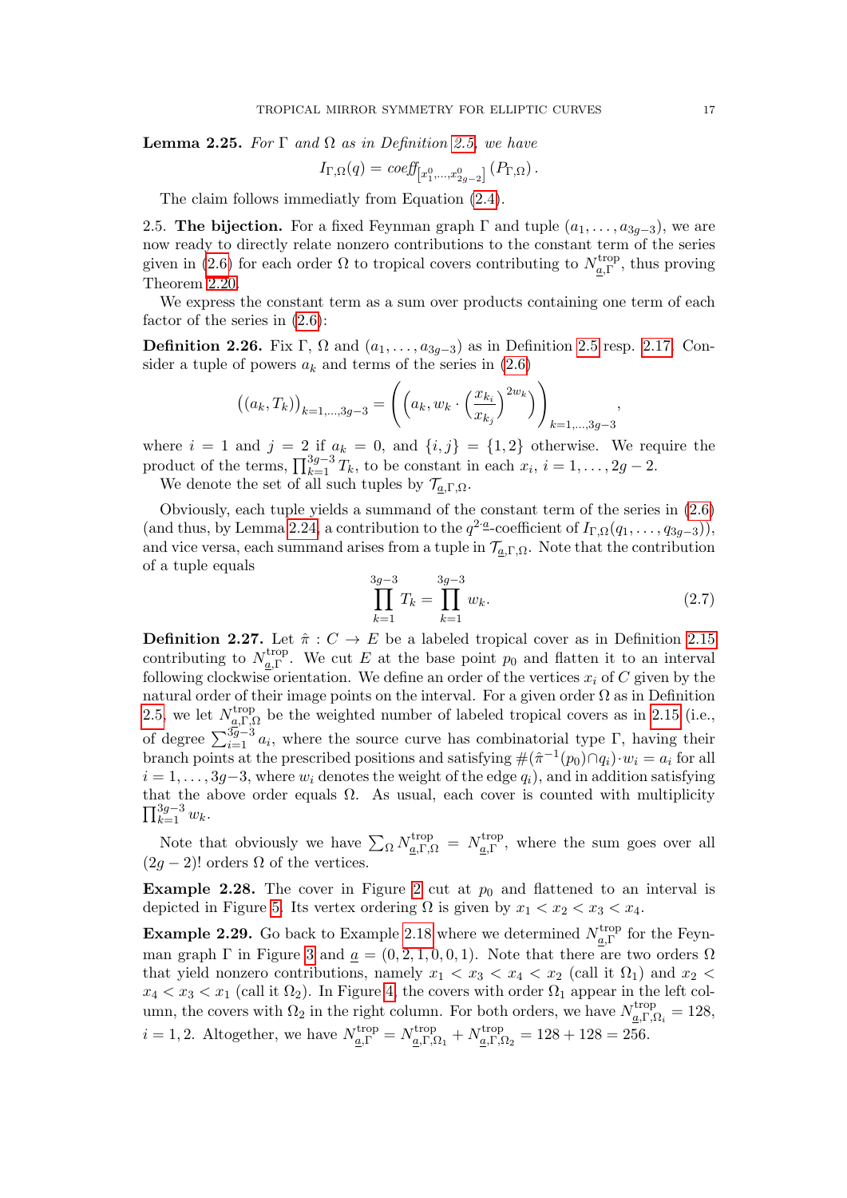**Lemma 2.25.** *For* $\Gamma$ *and* $\Omega$ *as in Definition 2.5, we have*

$$I_{\Gamma,\Omega}(q) = \mathit{coeff}_{[x_1^0,\ldots,x_{2g-2}^0]}\left(P_{\Gamma,\Omega}\right).$$

The claim follows immediatly from Equation (2.4).

2.5. **The bijection.** For a fixed Feynman graph $\Gamma$ and tuple $(a_1,\ldots,a_{3g-3})$, we are now ready to directly relate nonzero contributions to the constant term of the series given in (2.6) for each order $\Omega$ to tropical covers contributing to $N^{\text{trop}}_{\underline{a},\Gamma}$, thus proving Theorem 2.20.

We express the constant term as a sum over products containing one term of each factor of the series in (2.6):

**Definition 2.26.** Fix $\Gamma$, $\Omega$ and $(a_1,\ldots,a_{3g-3})$ as in Definition 2.5 resp. 2.17. Consider a tuple of powers $a_k$ and terms of the series in (2.6)

$$\left((a_k,T_k)\right)_{k=1,\ldots,3g-3} = \left(\left(a_k, w_k\cdot\left(\frac{x_{k_i}}{x_{k_j}}\right)^{2w_k}\right)\right)_{k=1,\ldots,3g-3},$$

where $i=1$ and $j=2$ if $a_k=0$, and $\{i,j\}=\{1,2\}$ otherwise. We require the product of the terms, $\prod_{k=1}^{3g-3}T_k$, to be constant in each $x_i$, $i=1,\ldots,2g-2$.

We denote the set of all such tuples by $\mathcal{T}_{\underline{a},\Gamma,\Omega}$.

Obviously, each tuple yields a summand of the constant term of the series in (2.6) (and thus, by Lemma 2.24, a contribution to the $q^{2\cdot\underline{a}}$-coefficient of $I_{\Gamma,\Omega}(q_1,\ldots,q_{3g-3})$), and vice versa, each summand arises from a tuple in $\mathcal{T}_{\underline{a},\Gamma,\Omega}$. Note that the contribution of a tuple equals

$$\prod_{k=1}^{3g-3}T_k = \prod_{k=1}^{3g-3}w_k. \tag{2.7}$$

**Definition 2.27.** Let $\hat{\pi}: C\to E$ be a labeled tropical cover as in Definition 2.15 contributing to $N^{\text{trop}}_{\underline{a},\Gamma}$. We cut $E$ at the base point $p_0$ and flatten it to an interval following clockwise orientation. We define an order of the vertices $x_i$ of $C$ given by the natural order of their image points on the interval. For a given order $\Omega$ as in Definition 2.5, we let $N^{\text{trop}}_{\underline{a},\Gamma,\Omega}$ be the weighted number of labeled tropical covers as in 2.15 (i.e., of degree $\sum_{i=1}^{3g-3}a_i$, where the source curve has combinatorial type $\Gamma$, having their branch points at the prescribed positions and satisfying $\#(\hat{\pi}^{-1}(p_0)\cap q_i)\cdot w_i = a_i$ for all $i=1,\ldots,3g-3$, where $w_i$ denotes the weight of the edge $q_i$), and in addition satisfying that the above order equals $\Omega$. As usual, each cover is counted with multiplicity $\prod_{k=1}^{3g-3}w_k$.

Note that obviously we have $\sum_\Omega N^{\text{trop}}_{\underline{a},\Gamma,\Omega} = N^{\text{trop}}_{\underline{a},\Gamma}$, where the sum goes over all $(2g-2)!$ orders $\Omega$ of the vertices.

**Example 2.28.** The cover in Figure 2 cut at $p_0$ and flattened to an interval is depicted in Figure 5. Its vertex ordering $\Omega$ is given by $x_1<x_2<x_3<x_4$.

**Example 2.29.** Go back to Example 2.18 where we determined $N^{\text{trop}}_{\underline{a},\Gamma}$ for the Feynman graph $\Gamma$ in Figure 3 and $\underline{a}=(0,2,1,0,0,1)$. Note that there are two orders $\Omega$ that yield nonzero contributions, namely $x_1<x_3<x_4<x_2$ (call it $\Omega_1$) and $x_2<x_4<x_3<x_1$ (call it $\Omega_2$). In Figure 4, the covers with order $\Omega_1$ appear in the left column, the covers with $\Omega_2$ in the right column. For both orders, we have $N^{\text{trop}}_{\underline{a},\Gamma,\Omega_i}=128$, $i=1,2$. Altogether, we have $N^{\text{trop}}_{\underline{a},\Gamma} = N^{\text{trop}}_{\underline{a},\Gamma,\Omega_1} + N^{\text{trop}}_{\underline{a},\Gamma,\Omega_2} = 128+128=256$.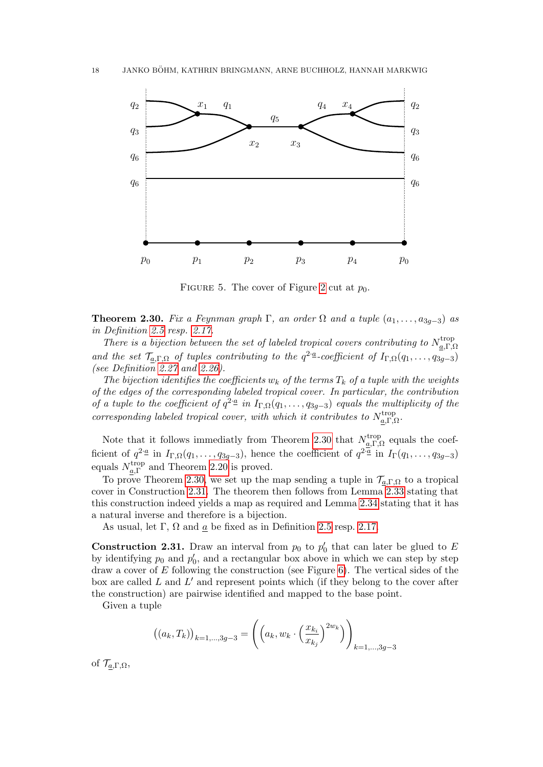FIGURE 5. The cover of Figure 2 cut at $p_0$.

**Theorem 2.30.** *Fix a Feynman graph* $\Gamma$*, an order* $\Omega$ *and a tuple* $(a_1, \ldots, a_{3g-3})$ *as in Definition 2.5 resp. 2.17.*

*There is a bijection between the set of labeled tropical covers contributing to* $N^{\mathrm{trop}}_{\underline{a},\Gamma,\Omega}$ *and the set* $\mathcal{T}_{\underline{a},\Gamma,\Omega}$ *of tuples contributing to the* $q^{2\cdot\underline{a}}$*-coefficient of* $I_{\Gamma,\Omega}(q_1, \ldots, q_{3g-3})$ *(see Definition 2.27 and 2.26).*

*The bijection identifies the coefficients* $w_k$ *of the terms* $T_k$ *of a tuple with the weights of the edges of the corresponding labeled tropical cover. In particular, the contribution of a tuple to the coefficient of* $q^{2\cdot\underline{a}}$ *in* $I_{\Gamma,\Omega}(q_1, \ldots, q_{3g-3})$ *equals the multiplicity of the corresponding labeled tropical cover, with which it contributes to* $N^{\mathrm{trop}}_{\underline{a},\Gamma,\Omega}$*.*

Note that it follows immediatly from Theorem 2.30 that $N^{\mathrm{trop}}_{\underline{a},\Gamma,\Omega}$ equals the coefficient of $q^{2\cdot\underline{a}}$ in $I_{\Gamma,\Omega}(q_1, \ldots, q_{3g-3})$, hence the coefficient of $q^{2\cdot\underline{a}}$ in $I_{\Gamma}(q_1, \ldots, q_{3g-3})$ equals $N^{\mathrm{trop}}_{\underline{a},\Gamma}$ and Theorem 2.20 is proved.

To prove Theorem 2.30, we set up the map sending a tuple in $\mathcal{T}_{\underline{a},\Gamma,\Omega}$ to a tropical cover in Construction 2.31. The theorem then follows from Lemma 2.33 stating that this construction indeed yields a map as required and Lemma 2.34 stating that it has a natural inverse and therefore is a bijection.

As usual, let $\Gamma$, $\Omega$ and $\underline{a}$ be fixed as in Definition 2.5 resp. 2.17.

**Construction 2.31.** Draw an interval from $p_0$ to $p_0'$ that can later be glued to $E$ by identifying $p_0$ and $p_0'$, and a rectangular box above in which we can step by step draw a cover of $E$ following the construction (see Figure 6). The vertical sides of the box are called $L$ and $L'$ and represent points which (if they belong to the cover after the construction) are pairwise identified and mapped to the base point.

Given a tuple

$$\big((a_k, T_k)\big)_{k=1,\ldots,3g-3} = \left(\left(a_k, w_k \cdot \left(\frac{x_{k_i}}{x_{k_j}}\right)^{2w_k}\right)\right)_{k=1,\ldots,3g-3}$$

of $\mathcal{T}_{\underline{a},\Gamma,\Omega}$,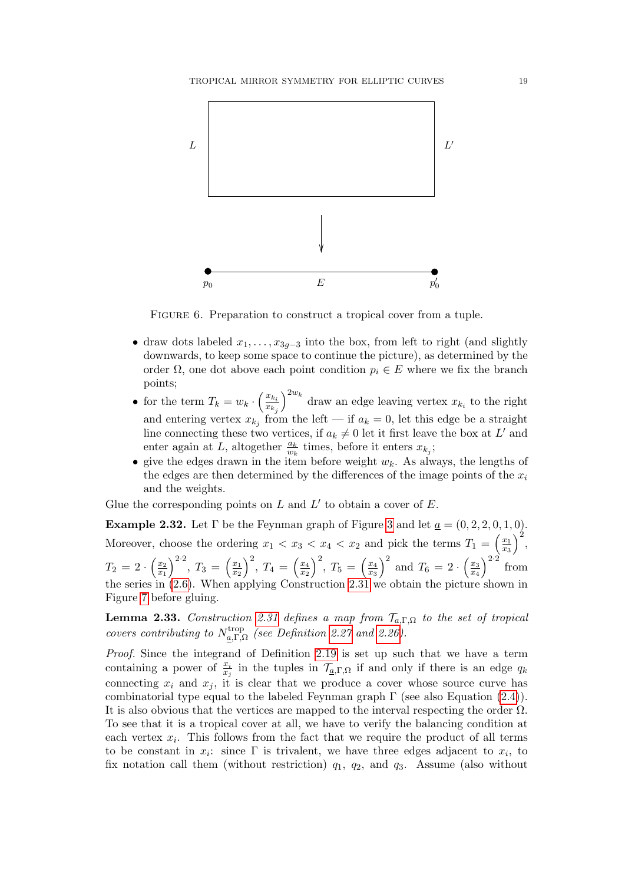FIGURE 6. Preparation to construct a tropical cover from a tuple.

- draw dots labeled $x_1, \ldots, x_{3g-3}$ into the box, from left to right (and slightly downwards, to keep some space to continue the picture), as determined by the order $\Omega$, one dot above each point condition $p_i \in E$ where we fix the branch points;
- for the term $T_k = w_k \cdot \left(\frac{x_{k_i}}{x_{k_j}}\right)^{2w_k}$ draw an edge leaving vertex $x_{k_i}$ to the right and entering vertex $x_{k_j}$ from the left — if $a_k = 0$, let this edge be a straight line connecting these two vertices, if $a_k \neq 0$ let it first leave the box at $L'$ and enter again at $L$, altogether $\frac{a_k}{w_k}$ times, before it enters $x_{k_j}$;
- give the edges drawn in the item before weight $w_k$. As always, the lengths of the edges are then determined by the differences of the image points of the $x_i$ and the weights.

Glue the corresponding points on $L$ and $L'$ to obtain a cover of $E$.

**Example 2.32.** Let $\Gamma$ be the Feynman graph of Figure 3 and let $\underline{a} = (0, 2, 2, 0, 1, 0)$. Moreover, choose the ordering $x_1 < x_3 < x_4 < x_2$ and pick the terms $T_1 = \left(\frac{x_1}{x_3}\right)^2$, $T_2 = 2 \cdot \left(\frac{x_2}{x_1}\right)^{2 \cdot 2}$, $T_3 = \left(\frac{x_1}{x_2}\right)^2$, $T_4 = \left(\frac{x_4}{x_2}\right)^2$, $T_5 = \left(\frac{x_4}{x_3}\right)^2$ and $T_6 = 2 \cdot \left(\frac{x_3}{x_4}\right)^{2 \cdot 2}$ from the series in (2.6). When applying Construction 2.31 we obtain the picture shown in Figure 7 before gluing.

**Lemma 2.33.** *Construction 2.31 defines a map from $\mathcal{T}_{a,\Gamma,\Omega}$ to the set of tropical covers contributing to $N^{\mathrm{trop}}_{\underline{a},\Gamma,\Omega}$ (see Definition 2.27 and 2.26).*

*Proof.* Since the integrand of Definition 2.19 is set up such that we have a term containing a power of $\frac{x_i}{x_j}$ in the tuples in $\mathcal{T}_{\underline{a},\Gamma,\Omega}$ if and only if there is an edge $q_k$ connecting $x_i$ and $x_j$, it is clear that we produce a cover whose source curve has combinatorial type equal to the labeled Feynman graph $\Gamma$ (see also Equation (2.4)). It is also obvious that the vertices are mapped to the interval respecting the order $\Omega$. To see that it is a tropical cover at all, we have to verify the balancing condition at each vertex $x_i$. This follows from the fact that we require the product of all terms to be constant in $x_i$: since $\Gamma$ is trivalent, we have three edges adjacent to $x_i$, to fix notation call them (without restriction) $q_1$, $q_2$, and $q_3$. Assume (also without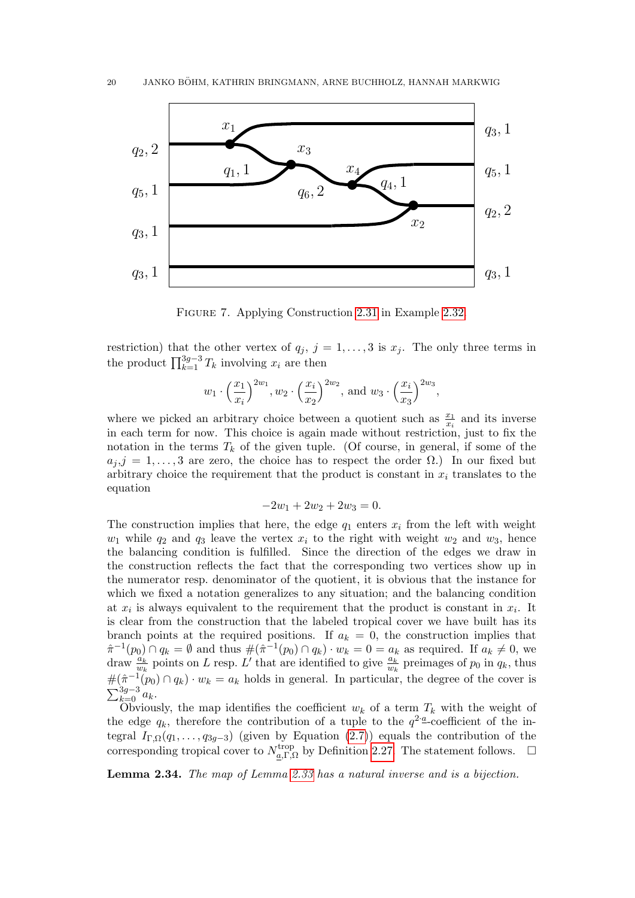Figure 7. Applying Construction 2.31 in Example 2.32.

restriction) that the other vertex of $q_j$, $j = 1, \ldots, 3$ is $x_j$. The only three terms in the product $\prod_{k=1}^{3g-3} T_k$ involving $x_i$ are then

$$w_1 \cdot \left(\frac{x_1}{x_i}\right)^{2w_1}, w_2 \cdot \left(\frac{x_i}{x_2}\right)^{2w_2}, \text{ and } w_3 \cdot \left(\frac{x_i}{x_3}\right)^{2w_3},$$

where we picked an arbitrary choice between a quotient such as $\frac{x_1}{x_i}$ and its inverse in each term for now. This choice is again made without restriction, just to fix the notation in the terms $T_k$ of the given tuple. (Of course, in general, if some of the $a_j, j = 1, \ldots, 3$ are zero, the choice has to respect the order $\Omega$.) In our fixed but arbitrary choice the requirement that the product is constant in $x_i$ translates to the equation

$$-2w_1 + 2w_2 + 2w_3 = 0.$$

The construction implies that here, the edge $q_1$ enters $x_i$ from the left with weight $w_1$ while $q_2$ and $q_3$ leave the vertex $x_i$ to the right with weight $w_2$ and $w_3$, hence the balancing condition is fulfilled. Since the direction of the edges we draw in the construction reflects the fact that the corresponding two vertices show up in the numerator resp. denominator of the quotient, it is obvious that the instance for which we fixed a notation generalizes to any situation; and the balancing condition at $x_i$ is always equivalent to the requirement that the product is constant in $x_i$. It is clear from the construction that the labeled tropical cover we have built has its branch points at the required positions. If $a_k = 0$, the construction implies that $\hat{\pi}^{-1}(p_0) \cap q_k = \emptyset$ and thus $\#(\hat{\pi}^{-1}(p_0) \cap q_k) \cdot w_k = 0 = a_k$ as required. If $a_k \neq 0$, we draw $\frac{a_k}{w_k}$ points on $L$ resp. $L'$ that are identified to give $\frac{a_k}{w_k}$ preimages of $p_0$ in $q_k$, thus $\#(\hat{\pi}^{-1}(p_0) \cap q_k) \cdot w_k = a_k$ holds in general. In particular, the degree of the cover is $\sum_{k=0}^{3g-3} a_k$.

Obviously, the map identifies the coefficient $w_k$ of a term $T_k$ with the weight of the edge $q_k$, therefore the contribution of a tuple to the $q^{2 \cdot \underline{a}}$-coefficient of the integral $I_{\Gamma,\Omega}(q_1, \ldots, q_{3g-3})$ (given by Equation (2.7)) equals the contribution of the corresponding tropical cover to $N^{\mathrm{trop}}_{\underline{a},\Gamma,\Omega}$ by Definition 2.27. The statement follows. $\square$

**Lemma 2.34.** *The map of Lemma 2.33 has a natural inverse and is a bijection.*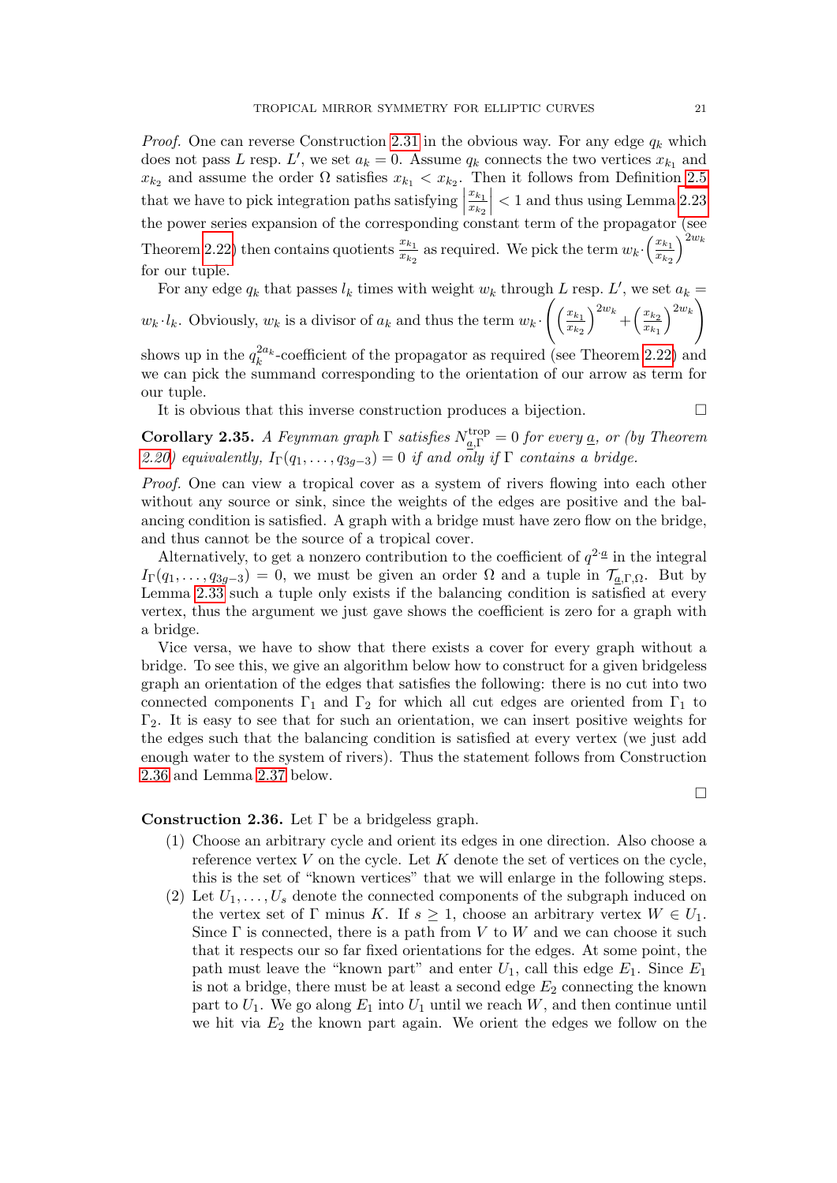*Proof.* One can reverse Construction 2.31 in the obvious way. For any edge $q_k$ which does not pass $L$ resp. $L'$, we set $a_k = 0$. Assume $q_k$ connects the two vertices $x_{k_1}$ and $x_{k_2}$ and assume the order $\Omega$ satisfies $x_{k_1} < x_{k_2}$. Then it follows from Definition 2.5 that we have to pick integration paths satisfying $\left|\frac{x_{k_1}}{x_{k_2}}\right| < 1$ and thus using Lemma 2.23 the power series expansion of the corresponding constant term of the propagator (see Theorem 2.22) then contains quotients $\frac{x_{k_1}}{x_{k_2}}$ as required. We pick the term $w_k \cdot \left(\frac{x_{k_1}}{x_{k_2}}\right)^{2w_k}$ for our tuple.

For any edge $q_k$ that passes $l_k$ times with weight $w_k$ through $L$ resp. $L'$, we set $a_k = w_k \cdot l_k$. Obviously, $w_k$ is a divisor of $a_k$ and thus the term $w_k \cdot \left(\left(\frac{x_{k_1}}{x_{k_2}}\right)^{2w_k} + \left(\frac{x_{k_2}}{x_{k_1}}\right)^{2w_k}\right)$ shows up in the $q_k^{2a_k}$-coefficient of the propagator as required (see Theorem 2.22) and we can pick the summand corresponding to the orientation of our arrow as term for our tuple.

It is obvious that this inverse construction produces a bijection. $\square$

**Corollary 2.35.** *A Feynman graph $\Gamma$ satisfies $N^{\text{trop}}_{\underline{a},\Gamma} = 0$ for every $\underline{a}$, or (by Theorem 2.20) equivalently, $I_\Gamma(q_1, \ldots, q_{3g-3}) = 0$ if and only if $\Gamma$ contains a bridge.*

*Proof.* One can view a tropical cover as a system of rivers flowing into each other without any source or sink, since the weights of the edges are positive and the balancing condition is satisfied. A graph with a bridge must have zero flow on the bridge, and thus cannot be the source of a tropical cover.

Alternatively, to get a nonzero contribution to the coefficient of $q^{2\cdot\underline{a}}$ in the integral $I_\Gamma(q_1, \ldots, q_{3g-3}) = 0$, we must be given an order $\Omega$ and a tuple in $\mathcal{T}_{\underline{a},\Gamma,\Omega}$. But by Lemma 2.33 such a tuple only exists if the balancing condition is satisfied at every vertex, thus the argument we just gave shows the coefficient is zero for a graph with a bridge.

Vice versa, we have to show that there exists a cover for every graph without a bridge. To see this, we give an algorithm below how to construct for a given bridgeless graph an orientation of the edges that satisfies the following: there is no cut into two connected components $\Gamma_1$ and $\Gamma_2$ for which all cut edges are oriented from $\Gamma_1$ to $\Gamma_2$. It is easy to see that for such an orientation, we can insert positive weights for the edges such that the balancing condition is satisfied at every vertex (we just add enough water to the system of rivers). Thus the statement follows from Construction 2.36 and Lemma 2.37 below. $\square$

**Construction 2.36.** Let $\Gamma$ be a bridgeless graph.

1. Choose an arbitrary cycle and orient its edges in one direction. Also choose a reference vertex $V$ on the cycle. Let $K$ denote the set of vertices on the cycle, this is the set of "known vertices" that we will enlarge in the following steps.
2. Let $U_1, \ldots, U_s$ denote the connected components of the subgraph induced on the vertex set of $\Gamma$ minus $K$. If $s \geq 1$, choose an arbitrary vertex $W \in U_1$. Since $\Gamma$ is connected, there is a path from $V$ to $W$ and we can choose it such that it respects our so far fixed orientations for the edges. At some point, the path must leave the "known part" and enter $U_1$, call this edge $E_1$. Since $E_1$ is not a bridge, there must be at least a second edge $E_2$ connecting the known part to $U_1$. We go along $E_1$ into $U_1$ until we reach $W$, and then continue until we hit via $E_2$ the known part again. We orient the edges we follow on the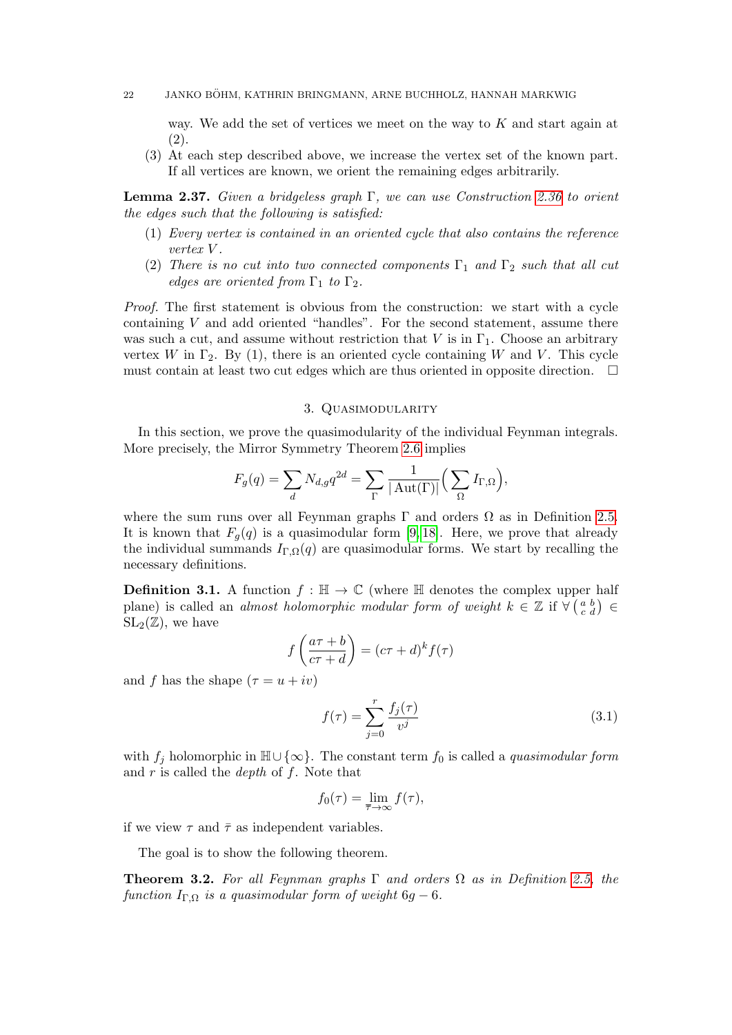way. We add the set of vertices we meet on the way to $K$ and start again at (2).

(3) At each step described above, we increase the vertex set of the known part. If all vertices are known, we orient the remaining edges arbitrarily.

**Lemma 2.37.** *Given a bridgeless graph $\Gamma$, we can use Construction 2.36 to orient the edges such that the following is satisfied:*

1. *Every vertex is contained in an oriented cycle that also contains the reference vertex $V$.*
2. *There is no cut into two connected components $\Gamma_1$ and $\Gamma_2$ such that all cut edges are oriented from $\Gamma_1$ to $\Gamma_2$.*

*Proof.* The first statement is obvious from the construction: we start with a cycle containing $V$ and add oriented "handles". For the second statement, assume there was such a cut, and assume without restriction that $V$ is in $\Gamma_1$. Choose an arbitrary vertex $W$ in $\Gamma_2$. By (1), there is an oriented cycle containing $W$ and $V$. This cycle must contain at least two cut edges which are thus oriented in opposite direction. $\square$

## 3. Quasimodularity

In this section, we prove the quasimodularity of the individual Feynman integrals. More precisely, the Mirror Symmetry Theorem 2.6 implies

$$F_g(q) = \sum_d N_{d,g} q^{2d} = \sum_\Gamma \frac{1}{|\operatorname{Aut}(\Gamma)|}\Big(\sum_\Omega I_{\Gamma,\Omega}\Big),$$

where the sum runs over all Feynman graphs $\Gamma$ and orders $\Omega$ as in Definition 2.5. It is known that $F_g(q)$ is a quasimodular form [9, 18]. Here, we prove that already the individual summands $I_{\Gamma,\Omega}(q)$ are quasimodular forms. We start by recalling the necessary definitions.

**Definition 3.1.** A function $f : \mathbb{H} \to \mathbb{C}$ (where $\mathbb{H}$ denotes the complex upper half plane) is called an *almost holomorphic modular form of weight* $k \in \mathbb{Z}$ if $\forall \left(\begin{smallmatrix} a & b \\ c & d \end{smallmatrix}\right) \in \mathrm{SL}_2(\mathbb{Z})$, we have

$$f\left(\frac{a\tau+b}{c\tau+d}\right) = (c\tau+d)^k f(\tau)$$

and $f$ has the shape ($\tau = u + iv$)

$$f(\tau) = \sum_{j=0}^{r} \frac{f_j(\tau)}{v^j} \tag{3.1}$$

with $f_j$ holomorphic in $\mathbb{H} \cup \{\infty\}$. The constant term $f_0$ is called a *quasimodular form* and $r$ is called the *depth* of $f$. Note that

$$f_0(\tau) = \lim_{\bar{\tau}\to\infty} f(\tau),$$

if we view $\tau$ and $\bar{\tau}$ as independent variables.

The goal is to show the following theorem.

**Theorem 3.2.** *For all Feynman graphs $\Gamma$ and orders $\Omega$ as in Definition 2.5, the function $I_{\Gamma,\Omega}$ is a quasimodular form of weight $6g-6$.*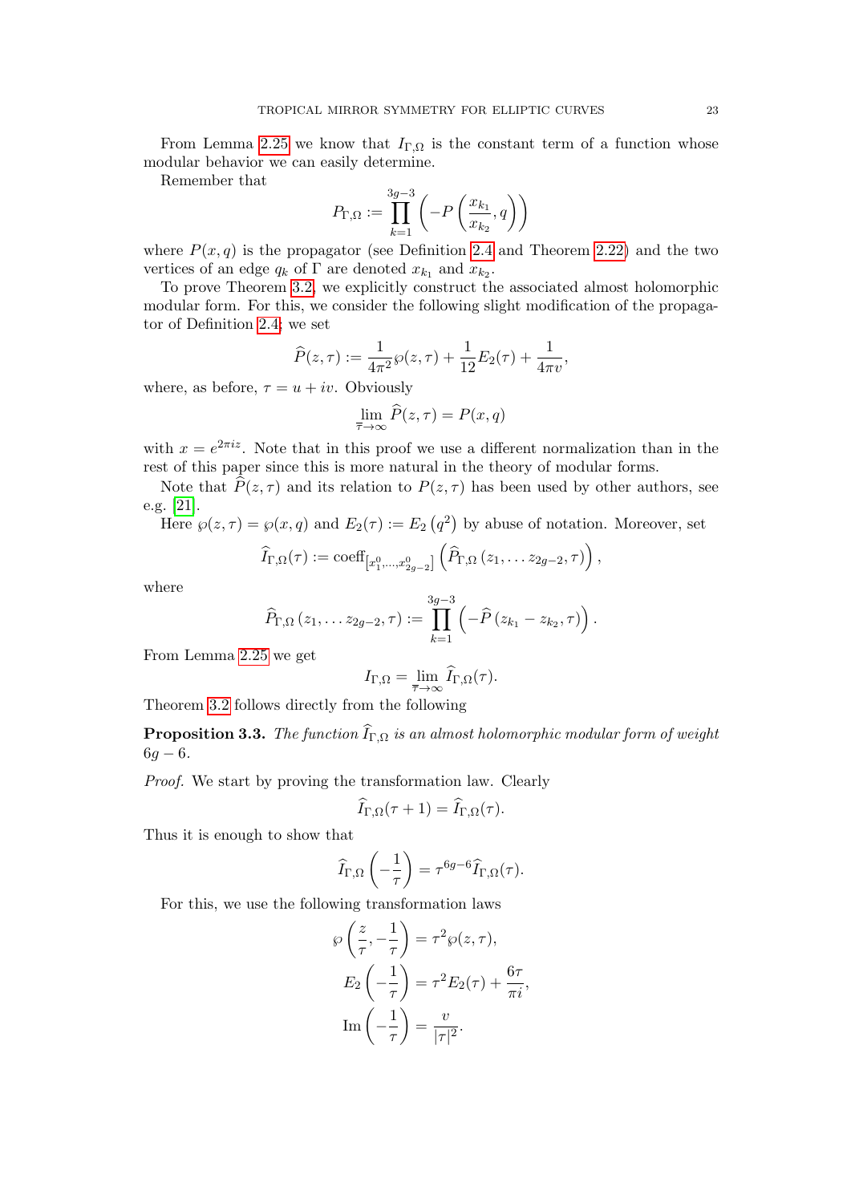From Lemma 2.25 we know that $I_{\Gamma,\Omega}$ is the constant term of a function whose modular behavior we can easily determine.

Remember that

$$P_{\Gamma,\Omega} := \prod_{k=1}^{3g-3} \left( -P\left( \frac{x_{k_1}}{x_{k_2}}, q \right) \right)$$

where $P(x,q)$ is the propagator (see Definition 2.4 and Theorem 2.22) and the two vertices of an edge $q_k$ of $\Gamma$ are denoted $x_{k_1}$ and $x_{k_2}$.

To prove Theorem 3.2, we explicitly construct the associated almost holomorphic modular form. For this, we consider the following slight modification of the propagator of Definition 2.4; we set

$$\widehat{P}(z,\tau) := \frac{1}{4\pi^2}\wp(z,\tau) + \frac{1}{12}E_2(\tau) + \frac{1}{4\pi v},$$

where, as before, $\tau = u + iv$. Obviously

$$\lim_{\overline{\tau}\to\infty} \widehat{P}(z,\tau) = P(x,q)$$

with $x = e^{2\pi i z}$. Note that in this proof we use a different normalization than in the rest of this paper since this is more natural in the theory of modular forms.

Note that $\widehat{P}(z,\tau)$ and its relation to $P(z,\tau)$ has been used by other authors, see e.g. [21].

Here $\wp(z,\tau) = \wp(x,q)$ and $E_2(\tau) := E_2\left(q^2\right)$ by abuse of notation. Moreover, set

$$\widehat{I}_{\Gamma,\Omega}(\tau) := \mathrm{coeff}_{\left[x_1^0,\dots,x_{2g-2}^0\right]}\left( \widehat{P}_{\Gamma,\Omega}\left(z_1,\dots z_{2g-2},\tau\right) \right),$$

where

$$\widehat{P}_{\Gamma,\Omega}\left(z_1,\dots z_{2g-2},\tau\right) := \prod_{k=1}^{3g-3} \left( -\widehat{P}\left(z_{k_1} - z_{k_2},\tau\right) \right).$$

From Lemma 2.25 we get

$$I_{\Gamma,\Omega} = \lim_{\overline{\tau}\to\infty} \widehat{I}_{\Gamma,\Omega}(\tau).$$

Theorem 3.2 follows directly from the following

**Proposition 3.3.** *The function $\widehat{I}_{\Gamma,\Omega}$ is an almost holomorphic modular form of weight $6g-6$.*

*Proof.* We start by proving the transformation law. Clearly

$$\widehat{I}_{\Gamma,\Omega}(\tau+1) = \widehat{I}_{\Gamma,\Omega}(\tau).$$

Thus it is enough to show that

$$\widehat{I}_{\Gamma,\Omega}\left(-\frac{1}{\tau}\right) = \tau^{6g-6}\widehat{I}_{\Gamma,\Omega}(\tau).$$

For this, we use the following transformation laws

$$\wp\left(\frac{z}{\tau}, -\frac{1}{\tau}\right) = \tau^2\wp(z,\tau),$$

$$E_2\left(-\frac{1}{\tau}\right) = \tau^2 E_2(\tau) + \frac{6\tau}{\pi i},$$

$$\mathrm{Im}\left(-\frac{1}{\tau}\right) = \frac{v}{|\tau|^2}.$$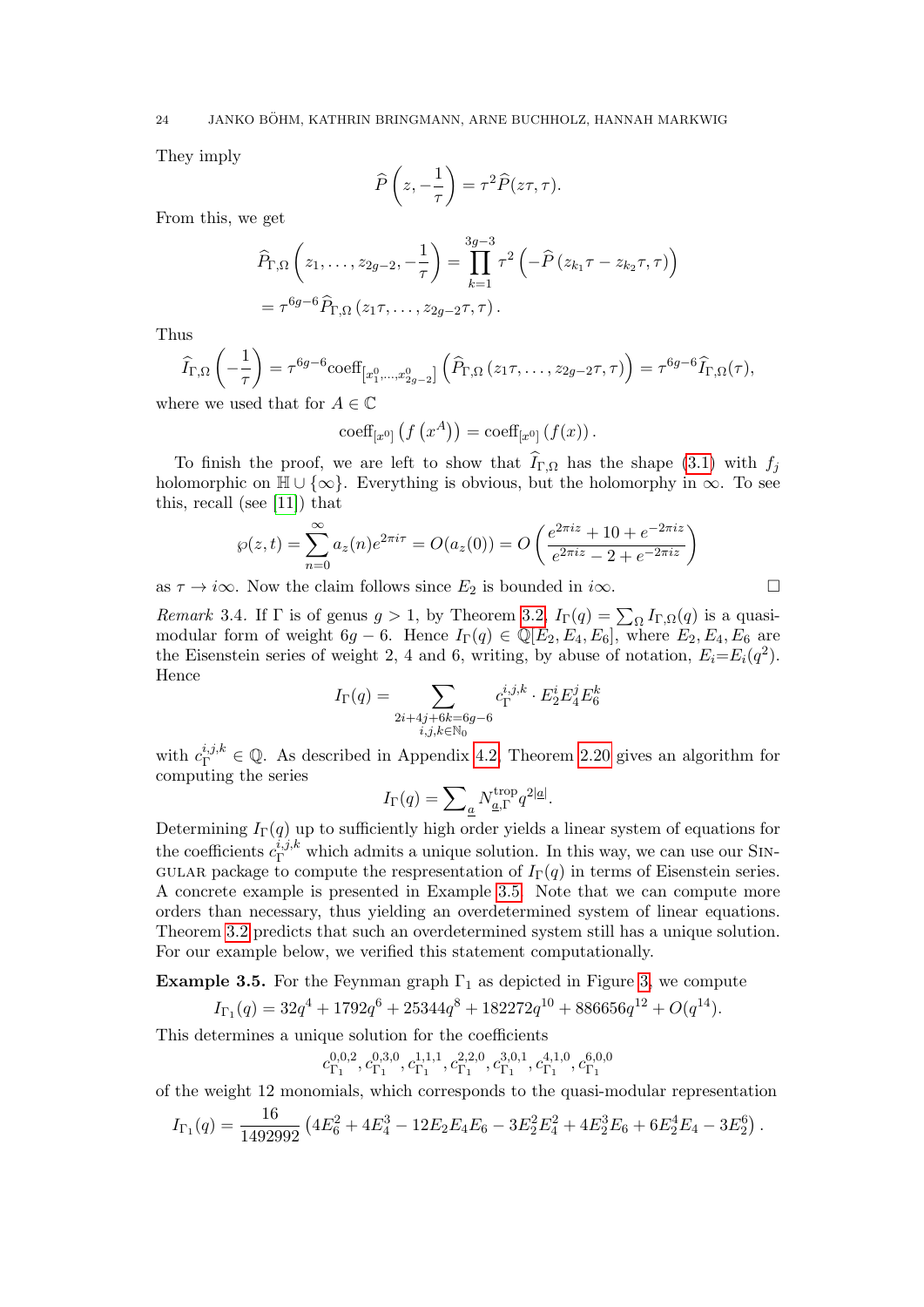They imply

$$\widehat{P}\left(z, -\frac{1}{\tau}\right) = \tau^2 \widehat{P}(z\tau, \tau).$$

From this, we get

$$\begin{aligned}
\widehat{P}_{\Gamma,\Omega}\left(z_1, \dots, z_{2g-2}, -\frac{1}{\tau}\right) &= \prod_{k=1}^{3g-3} \tau^2 \left(-\widehat{P}\left(z_{k_1}\tau - z_{k_2}\tau, \tau\right)\right) \\
&= \tau^{6g-6} \widehat{P}_{\Gamma,\Omega}\left(z_1\tau, \dots, z_{2g-2}\tau, \tau\right).
\end{aligned}$$

Thus

$$\widehat{I}_{\Gamma,\Omega}\left(-\frac{1}{\tau}\right) = \tau^{6g-6} \mathrm{coeff}_{[x_1^0, \dots, x_{2g-2}^0]} \left(\widehat{P}_{\Gamma,\Omega}\left(z_1\tau, \dots, z_{2g-2}\tau, \tau\right)\right) = \tau^{6g-6} \widehat{I}_{\Gamma,\Omega}(\tau),$$

where we used that for $A \in \mathbb{C}$

$$\mathrm{coeff}_{[x^0]}\left(f\left(x^A\right)\right) = \mathrm{coeff}_{[x^0]}\left(f(x)\right).$$

To finish the proof, we are left to show that $\widehat{I}_{\Gamma,\Omega}$ has the shape (3.1) with $f_j$ holomorphic on $\mathbb{H} \cup \{\infty\}$. Everything is obvious, but the holomorphy in $\infty$. To see this, recall (see [11]) that

$$\wp(z, t) = \sum_{n=0}^{\infty} a_z(n) e^{2\pi i \tau} = O(a_z(0)) = O\left(\frac{e^{2\pi i z} + 10 + e^{-2\pi i z}}{e^{2\pi i z} - 2 + e^{-2\pi i z}}\right)$$

as $\tau \to i\infty$. Now the claim follows since $E_2$ is bounded in $i\infty$. □

*Remark* 3.4. If $\Gamma$ is of genus $g > 1$, by Theorem 3.2, $I_\Gamma(q) = \sum_\Omega I_{\Gamma,\Omega}(q)$ is a quasi-modular form of weight $6g - 6$. Hence $I_\Gamma(q) \in \mathbb{Q}[E_2, E_4, E_6]$, where $E_2, E_4, E_6$ are the Eisenstein series of weight 2, 4 and 6, writing, by abuse of notation, $E_i{=}E_i(q^2)$. Hence

$$I_\Gamma(q) = \sum_{\substack{2i+4j+6k=6g-6 \\ i,j,k \in \mathbb{N}_0}} c_\Gamma^{i,j,k} \cdot E_2^i E_4^j E_6^k$$

with $c_\Gamma^{i,j,k} \in \mathbb{Q}$. As described in Appendix 4.2, Theorem 2.20 gives an algorithm for computing the series

$$I_\Gamma(q) = \sum\nolimits_{\underline{a}} N_{\underline{a},\Gamma}^{\mathrm{trop}} q^{2|\underline{a}|}.$$

Determining $I_\Gamma(q)$ up to sufficiently high order yields a linear system of equations for the coefficients $c_\Gamma^{i,j,k}$ which admits a unique solution. In this way, we can use our Singular package to compute the respresentation of $I_\Gamma(q)$ in terms of Eisenstein series. A concrete example is presented in Example 3.5. Note that we can compute more orders than necessary, thus yielding an overdetermined system of linear equations. Theorem 3.2 predicts that such an overdetermined system still has a unique solution. For our example below, we verified this statement computationally.

**Example 3.5.** For the Feynman graph $\Gamma_1$ as depicted in Figure 3, we compute

$$I_{\Gamma_1}(q) = 32q^4 + 1792q^6 + 25344q^8 + 182272q^{10} + 886656q^{12} + O(q^{14}).$$

This determines a unique solution for the coefficients

$$c_{\Gamma_1}^{0,0,2}, c_{\Gamma_1}^{0,3,0}, c_{\Gamma_1}^{1,1,1}, c_{\Gamma_1}^{2,2,0}, c_{\Gamma_1}^{3,0,1}, c_{\Gamma_1}^{4,1,0}, c_{\Gamma_1}^{6,0,0}$$

of the weight 12 monomials, which corresponds to the quasi-modular representation

$$I_{\Gamma_1}(q) = \frac{16}{1492992}\left(4E_6^2 + 4E_4^3 - 12E_2E_4E_6 - 3E_2^2E_4^2 + 4E_2^3E_6 + 6E_2^4E_4 - 3E_2^6\right).$$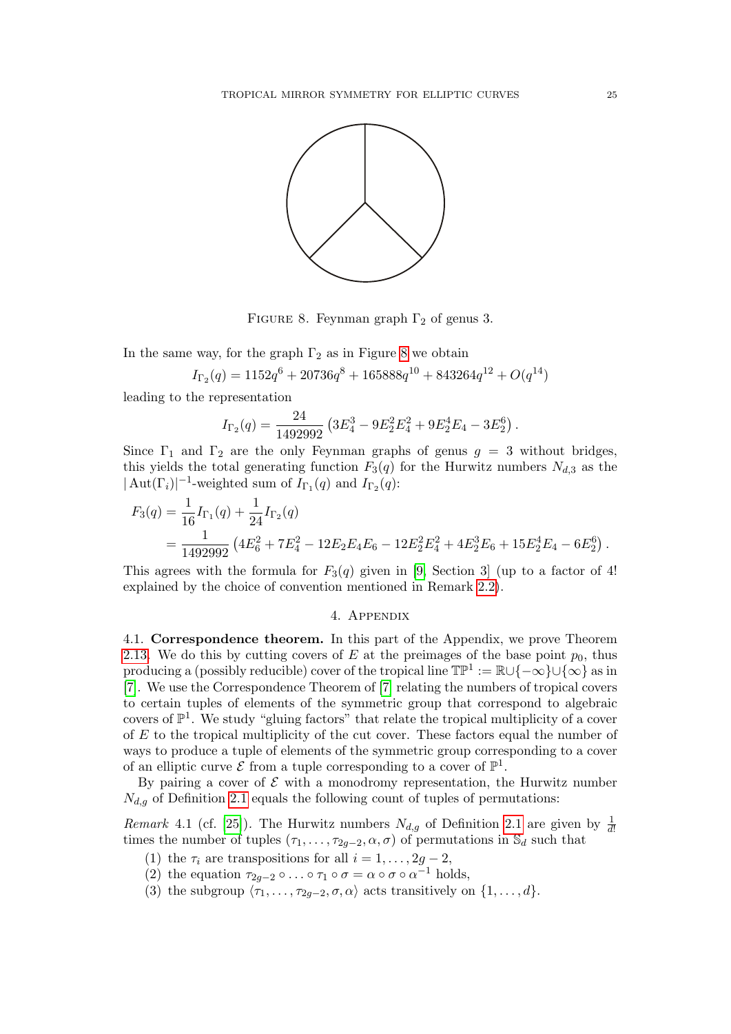FIGURE 8. Feynman graph $\Gamma_2$ of genus 3.

In the same way, for the graph $\Gamma_2$ as in Figure 8 we obtain

$$I_{\Gamma_2}(q) = 1152q^6 + 20736q^8 + 165888q^{10} + 843264q^{12} + O(q^{14})$$

leading to the representation

$$I_{\Gamma_2}(q) = \frac{24}{1492992}\left(3E_4^3 - 9E_2^2E_4^2 + 9E_2^4E_4 - 3E_2^6\right).$$

Since $\Gamma_1$ and $\Gamma_2$ are the only Feynman graphs of genus $g = 3$ without bridges, this yields the total generating function $F_3(q)$ for the Hurwitz numbers $N_{d,3}$ as the $|\operatorname{Aut}(\Gamma_i)|^{-1}$-weighted sum of $I_{\Gamma_1}(q)$ and $I_{\Gamma_2}(q)$:

$$\begin{aligned}
F_3(q) &= \frac{1}{16}I_{\Gamma_1}(q) + \frac{1}{24}I_{\Gamma_2}(q) \\
&= \frac{1}{1492992}\left(4E_6^2 + 7E_4^2 - 12E_2E_4E_6 - 12E_2^2E_4^2 + 4E_2^3E_6 + 15E_2^4E_4 - 6E_2^6\right).
\end{aligned}$$

This agrees with the formula for $F_3(q)$ given in [9, Section 3] (up to a factor of 4! explained by the choice of convention mentioned in Remark 2.2).

## 4. Appendix

**4.1. Correspondence theorem.** In this part of the Appendix, we prove Theorem 2.13. We do this by cutting covers of $E$ at the preimages of the base point $p_0$, thus producing a (possibly reducible) cover of the tropical line $\mathbb{TP}^1 := \mathbb{R}\cup\{-\infty\}\cup\{\infty\}$ as in [7]. We use the Correspondence Theorem of [7] relating the numbers of tropical covers to certain tuples of elements of the symmetric group that correspond to algebraic covers of $\mathbb{P}^1$. We study "gluing factors" that relate the tropical multiplicity of a cover of $E$ to the tropical multiplicity of the cut cover. These factors equal the number of ways to produce a tuple of elements of the symmetric group corresponding to a cover of an elliptic curve $\mathcal{E}$ from a tuple corresponding to a cover of $\mathbb{P}^1$.

By pairing a cover of $\mathcal{E}$ with a monodromy representation, the Hurwitz number $N_{d,g}$ of Definition 2.1 equals the following count of tuples of permutations:

*Remark* 4.1 (cf. [25]). The Hurwitz numbers $N_{d,g}$ of Definition 2.1 are given by $\frac{1}{d!}$ times the number of tuples $(\tau_1, \ldots, \tau_{2g-2}, \alpha, \sigma)$ of permutations in $\mathbb{S}_d$ such that

(1) the $\tau_i$ are transpositions for all $i = 1, \ldots, 2g-2$,
(2) the equation $\tau_{2g-2} \circ \ldots \circ \tau_1 \circ \sigma = \alpha \circ \sigma \circ \alpha^{-1}$ holds,
(3) the subgroup $\langle \tau_1, \ldots, \tau_{2g-2}, \sigma, \alpha\rangle$ acts transitively on $\{1, \ldots, d\}$.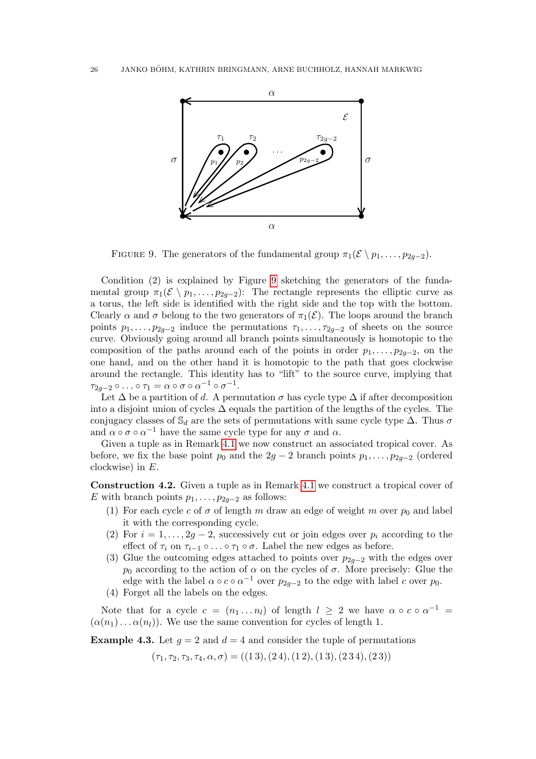FIGURE 9. The generators of the fundamental group $\pi_1(\mathcal{E} \setminus p_1, \dots, p_{2g-2})$.

Condition (2) is explained by Figure 9 sketching the generators of the fundamental group $\pi_1(\mathcal{E} \setminus p_1, \dots, p_{2g-2})$: The rectangle represents the elliptic curve as a torus, the left side is identified with the right side and the top with the bottom. Clearly $\alpha$ and $\sigma$ belong to the two generators of $\pi_1(\mathcal{E})$. The loops around the branch points $p_1, \dots, p_{2g-2}$ induce the permutations $\tau_1, \dots, \tau_{2g-2}$ of sheets on the source curve. Obviously going around all branch points simultaneously is homotopic to the composition of the paths around each of the points in order $p_1, \dots, p_{2g-2}$, on the one hand, and on the other hand it is homotopic to the path that goes clockwise around the rectangle. This identity has to "lift" to the source curve, implying that $\tau_{2g-2} \circ \dots \circ \tau_1 = \alpha \circ \sigma \circ \alpha^{-1} \circ \sigma^{-1}$.

Let $\Delta$ be a partition of $d$. A permutation $\sigma$ has cycle type $\Delta$ if after decomposition into a disjoint union of cycles $\Delta$ equals the partition of the lengths of the cycles. The conjugacy classes of $\mathbb{S}_d$ are the sets of permutations with same cycle type $\Delta$. Thus $\sigma$ and $\alpha \circ \sigma \circ \alpha^{-1}$ have the same cycle type for any $\sigma$ and $\alpha$.

Given a tuple as in Remark 4.1 we now construct an associated tropical cover. As before, we fix the base point $p_0$ and the $2g-2$ branch points $p_1, \dots, p_{2g-2}$ (ordered clockwise) in $E$.

**Construction 4.2.** Given a tuple as in Remark 4.1 we construct a tropical cover of $E$ with branch points $p_1, \dots, p_{2g-2}$ as follows:

1. For each cycle $c$ of $\sigma$ of length $m$ draw an edge of weight $m$ over $p_0$ and label it with the corresponding cycle.
2. For $i = 1, \dots, 2g-2$, successively cut or join edges over $p_i$ according to the effect of $\tau_i$ on $\tau_{i-1} \circ \dots \circ \tau_1 \circ \sigma$. Label the new edges as before.
3. Glue the outcoming edges attached to points over $p_{2g-2}$ with the edges over $p_0$ according to the action of $\alpha$ on the cycles of $\sigma$. More precisely: Glue the edge with the label $\alpha \circ c \circ \alpha^{-1}$ over $p_{2g-2}$ to the edge with label $c$ over $p_0$.
4. Forget all the labels on the edges.

Note that for a cycle $c = (n_1 \dots n_l)$ of length $l \geq 2$ we have $\alpha \circ c \circ \alpha^{-1} = (\alpha(n_1) \dots \alpha(n_l))$. We use the same convention for cycles of length 1.

**Example 4.3.** Let $g = 2$ and $d = 4$ and consider the tuple of permutations

$$(\tau_1, \tau_2, \tau_3, \tau_4, \alpha, \sigma) = ((1\,3), (2\,4), (1\,2), (1\,3), (2\,3\,4), (2\,3))$$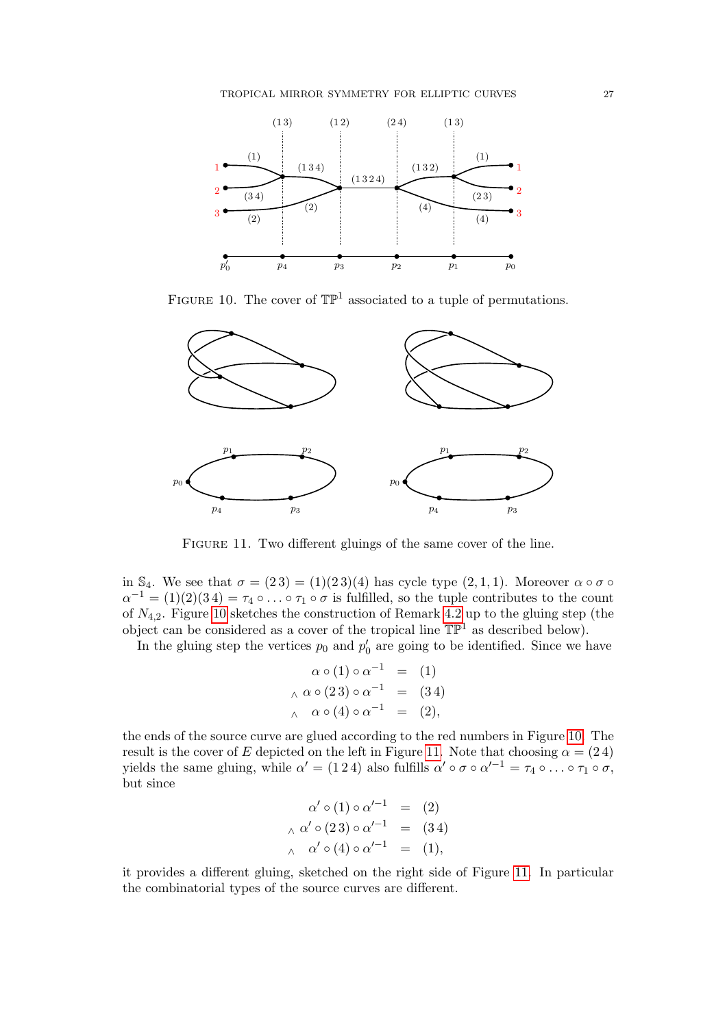FIGURE 10. The cover of $\mathbb{TP}^1$ associated to a tuple of permutations.

FIGURE 11. Two different gluings of the same cover of the line.

in $\mathbb{S}_4$. We see that $\sigma = (2\,3) = (1)(2\,3)(4)$ has cycle type $(2,1,1)$. Moreover $\alpha \circ \sigma \circ \alpha^{-1} = (1)(2)(3\,4) = \tau_4 \circ \ldots \circ \tau_1 \circ \sigma$ is fulfilled, so the tuple contributes to the count of $N_{4,2}$. Figure 10 sketches the construction of Remark 4.2 up to the gluing step (the object can be considered as a cover of the tropical line $\mathbb{TP}^1$ as described below).

In the gluing step the vertices $p_0$ and $p_0'$ are going to be identified. Since we have

$$
\begin{aligned}
\alpha \circ (1) \circ \alpha^{-1} &= (1) \\
\wedge\ \alpha \circ (2\,3) \circ \alpha^{-1} &= (3\,4) \\
\wedge\ \ \alpha \circ (4) \circ \alpha^{-1} &= (2),
\end{aligned}
$$

the ends of the source curve are glued according to the red numbers in Figure 10. The result is the cover of $E$ depicted on the left in Figure 11. Note that choosing $\alpha = (2\,4)$ yields the same gluing, while $\alpha' = (1\,2\,4)$ also fulfills $\alpha' \circ \sigma \circ \alpha'^{-1} = \tau_4 \circ \ldots \circ \tau_1 \circ \sigma$, but since

$$
\begin{aligned}
\alpha' \circ (1) \circ \alpha'^{-1} &= (2) \\
\wedge\ \alpha' \circ (2\,3) \circ \alpha'^{-1} &= (3\,4) \\
\wedge\ \ \alpha' \circ (4) \circ \alpha'^{-1} &= (1),
\end{aligned}
$$

it provides a different gluing, sketched on the right side of Figure 11. In particular the combinatorial types of the source curves are different.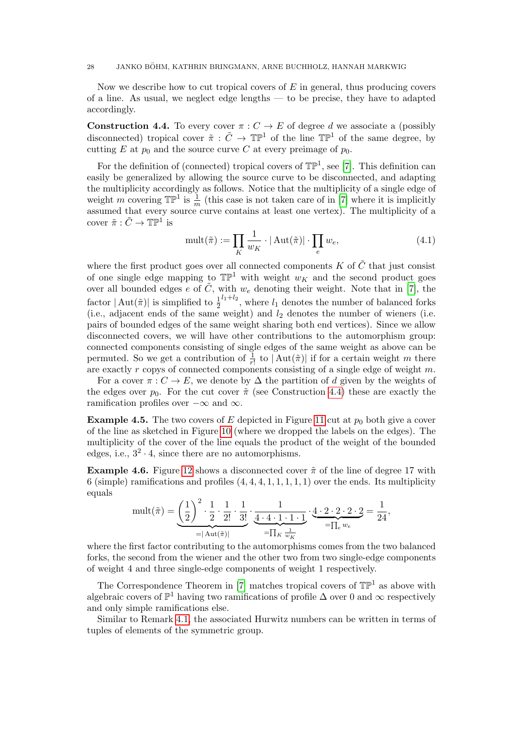Now we describe how to cut tropical covers of $E$ in general, thus producing covers of a line. As usual, we neglect edge lengths — to be precise, they have to adapted accordingly.

**Construction 4.4.** To every cover $\pi : C \to E$ of degree $d$ we associate a (possibly disconnected) tropical cover $\tilde{\pi} : \tilde{C} \to \mathbb{TP}^1$ of the line $\mathbb{TP}^1$ of the same degree, by cutting $E$ at $p_0$ and the source curve $C$ at every preimage of $p_0$.

For the definition of (connected) tropical covers of $\mathbb{TP}^1$, see [7]. This definition can easily be generalized by allowing the source curve to be disconnected, and adapting the multiplicity accordingly as follows. Notice that the multiplicity of a single edge of weight $m$ covering $\mathbb{TP}^1$ is $\frac{1}{m}$ (this case is not taken care of in [7] where it is implicitly assumed that every source curve contains at least one vertex). The multiplicity of a cover $\tilde{\pi} : \tilde{C} \to \mathbb{TP}^1$ is

$$\operatorname{mult}(\tilde{\pi}) := \prod_K \frac{1}{w_K} \cdot |\operatorname{Aut}(\tilde{\pi})| \cdot \prod_e w_e, \tag{4.1}$$

where the first product goes over all connected components $K$ of $\tilde{C}$ that just consist of one single edge mapping to $\mathbb{TP}^1$ with weight $w_K$ and the second product goes over all bounded edges $e$ of $\tilde{C}$, with $w_e$ denoting their weight. Note that in [7], the factor $|\operatorname{Aut}(\tilde{\pi})|$ is simplified to $\frac{1}{2}^{l_1+l_2}$, where $l_1$ denotes the number of balanced forks (i.e., adjacent ends of the same weight) and $l_2$ denotes the number of wieners (i.e. pairs of bounded edges of the same weight sharing both end vertices). Since we allow disconnected covers, we will have other contributions to the automorphism group: connected components consisting of single edges of the same weight as above can be permuted. So we get a contribution of $\frac{1}{r!}$ to $|\operatorname{Aut}(\tilde{\pi})|$ if for a certain weight $m$ there are exactly $r$ copies of connected components consisting of a single edge of weight $m$.

For a cover $\pi : C \to E$, we denote by $\Delta$ the partition of $d$ given by the weights of the edges over $p_0$. For the cut cover $\tilde{\pi}$ (see Construction 4.4) these are exactly the ramification profiles over $-\infty$ and $\infty$.

**Example 4.5.** The two covers of $E$ depicted in Figure 11 cut at $p_0$ both give a cover of the line as sketched in Figure 10 (where we dropped the labels on the edges). The multiplicity of the cover of the line equals the product of the weight of the bounded edges, i.e., $3^2 \cdot 4$, since there are no automorphisms.

**Example 4.6.** Figure 12 shows a disconnected cover $\tilde{\pi}$ of the line of degree 17 with 6 (simple) ramifications and profiles $(4, 4, 4, 1, 1, 1, 1, 1)$ over the ends. Its multiplicity equals

$$\operatorname{mult}(\tilde{\pi}) = \underbrace{\left(\frac{1}{2}\right)^2 \cdot \frac{1}{2} \cdot \frac{1}{2!} \cdot \frac{1}{3!}}_{=|\operatorname{Aut}(\tilde{\pi})|} \cdot \underbrace{\frac{1}{4 \cdot 4 \cdot 1 \cdot 1 \cdot 1}}_{=\prod_K \frac{1}{w_K}} \cdot \underbrace{4 \cdot 2 \cdot 2 \cdot 2 \cdot 2}_{=\prod_e w_e} = \frac{1}{24},$$

where the first factor contributing to the automorphisms comes from the two balanced forks, the second from the wiener and the other two from two single-edge components of weight 4 and three single-edge components of weight 1 respectively.

The Correspondence Theorem in [7] matches tropical covers of $\mathbb{TP}^1$ as above with algebraic covers of $\mathbb{P}^1$ having two ramifications of profile $\Delta$ over 0 and $\infty$ respectively and only simple ramifications else.

Similar to Remark 4.1, the associated Hurwitz numbers can be written in terms of tuples of elements of the symmetric group.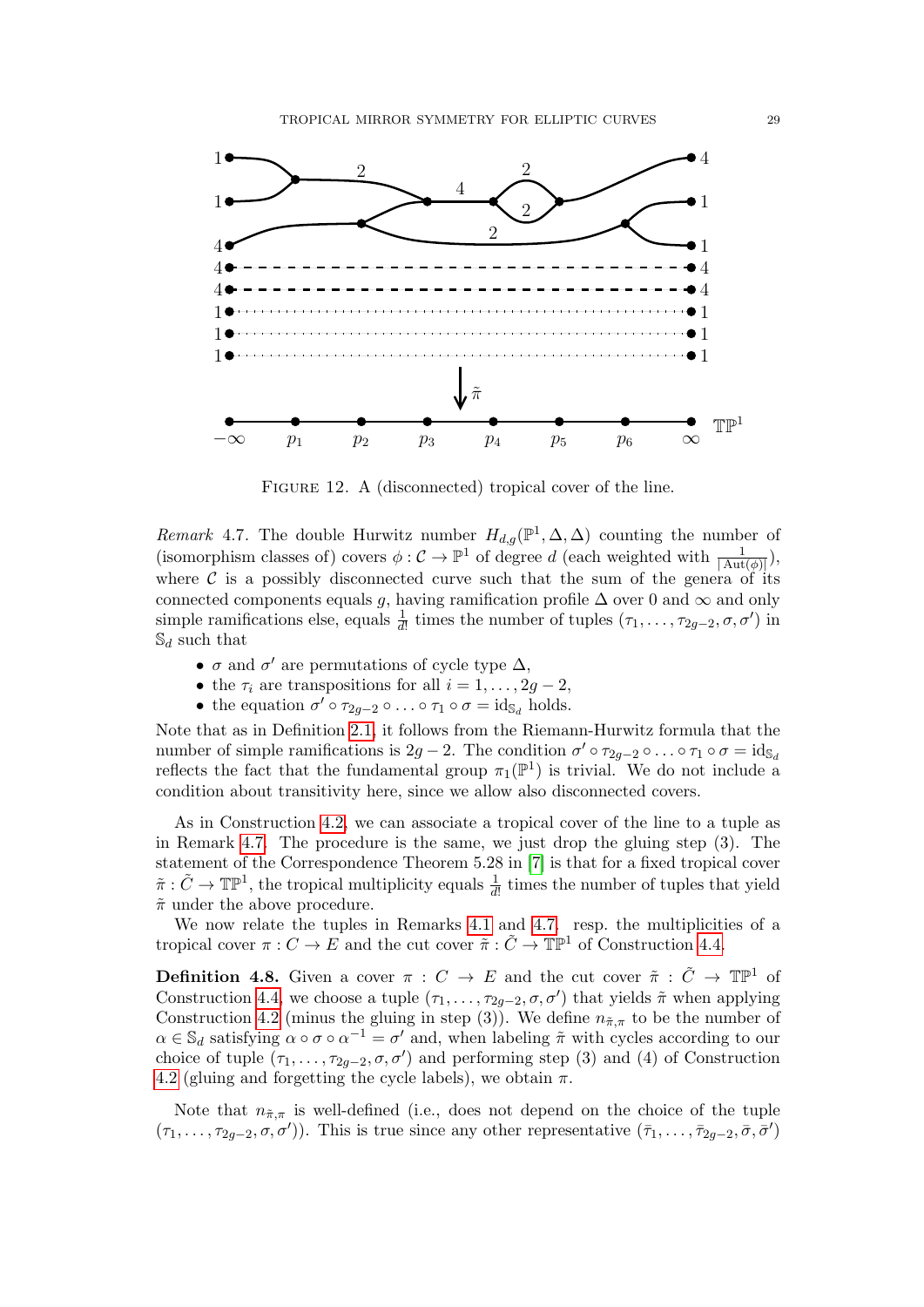FIGURE 12. A (disconnected) tropical cover of the line.

*Remark* 4.7. The double Hurwitz number $H_{d,g}(\mathbb{P}^1, \Delta, \Delta)$ counting the number of (isomorphism classes of) covers $\phi : \mathcal{C} \to \mathbb{P}^1$ of degree $d$ (each weighted with $\frac{1}{|\mathrm{Aut}(\phi)|}$), where $\mathcal{C}$ is a possibly disconnected curve such that the sum of the genera of its connected components equals $g$, having ramification profile $\Delta$ over 0 and $\infty$ and only simple ramifications else, equals $\frac{1}{d!}$ times the number of tuples $(\tau_1, \ldots, \tau_{2g-2}, \sigma, \sigma')$ in $\mathbb{S}_d$ such that

- $\sigma$ and $\sigma'$ are permutations of cycle type $\Delta$,
- the $\tau_i$ are transpositions for all $i = 1, \ldots, 2g-2$,
- the equation $\sigma' \circ \tau_{2g-2} \circ \ldots \circ \tau_1 \circ \sigma = \mathrm{id}_{\mathbb{S}_d}$ holds.

Note that as in Definition 2.1, it follows from the Riemann-Hurwitz formula that the number of simple ramifications is $2g-2$. The condition $\sigma' \circ \tau_{2g-2} \circ \ldots \circ \tau_1 \circ \sigma = \mathrm{id}_{\mathbb{S}_d}$ reflects the fact that the fundamental group $\pi_1(\mathbb{P}^1)$ is trivial. We do not include a condition about transitivity here, since we allow also disconnected covers.

As in Construction 4.2, we can associate a tropical cover of the line to a tuple as in Remark 4.7. The procedure is the same, we just drop the gluing step (3). The statement of the Correspondence Theorem 5.28 in [7] is that for a fixed tropical cover $\tilde{\pi} : \tilde{C} \to \mathbb{TP}^1$, the tropical multiplicity equals $\frac{1}{d!}$ times the number of tuples that yield $\tilde{\pi}$ under the above procedure.

We now relate the tuples in Remarks 4.1 and 4.7, resp. the multiplicities of a tropical cover $\pi : C \to E$ and the cut cover $\tilde{\pi} : \tilde{C} \to \mathbb{TP}^1$ of Construction 4.4.

**Definition 4.8.** Given a cover $\pi : C \to E$ and the cut cover $\tilde{\pi} : \tilde{C} \to \mathbb{TP}^1$ of Construction 4.4, we choose a tuple $(\tau_1, \ldots, \tau_{2g-2}, \sigma, \sigma')$ that yields $\tilde{\pi}$ when applying Construction 4.2 (minus the gluing in step (3)). We define $n_{\tilde{\pi},\pi}$ to be the number of $\alpha \in \mathbb{S}_d$ satisfying $\alpha \circ \sigma \circ \alpha^{-1} = \sigma'$ and, when labeling $\tilde{\pi}$ with cycles according to our choice of tuple $(\tau_1, \ldots, \tau_{2g-2}, \sigma, \sigma')$ and performing step (3) and (4) of Construction 4.2 (gluing and forgetting the cycle labels), we obtain $\pi$.

Note that $n_{\tilde{\pi},\pi}$ is well-defined (i.e., does not depend on the choice of the tuple $(\tau_1, \ldots, \tau_{2g-2}, \sigma, \sigma')$). This is true since any other representative $(\bar{\tau}_1, \ldots, \bar{\tau}_{2g-2}, \bar{\sigma}, \bar{\sigma}')$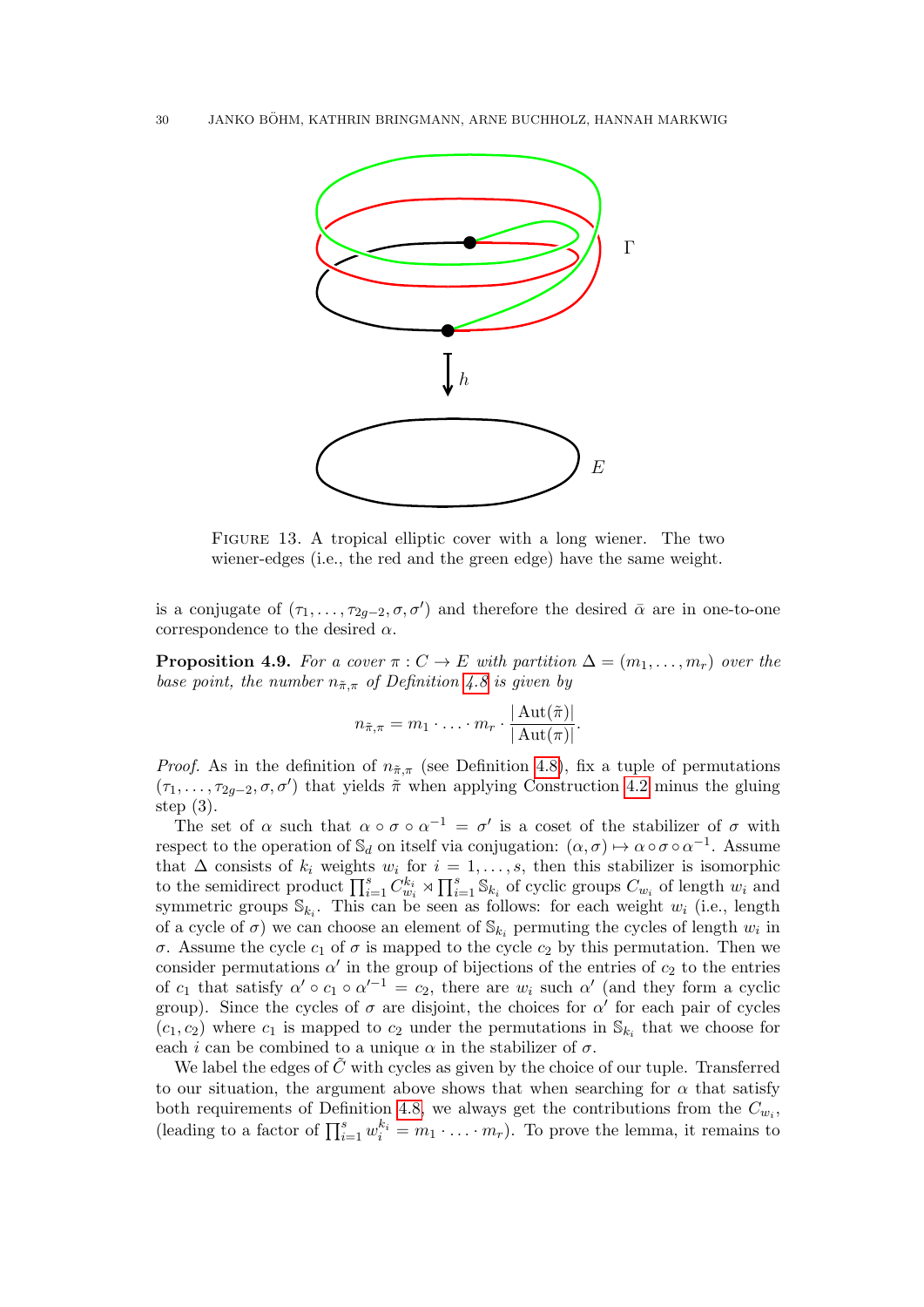FIGURE 13. A tropical elliptic cover with a long wiener. The two wiener-edges (i.e., the red and the green edge) have the same weight.

is a conjugate of $(\tau_1,\dots,\tau_{2g-2},\sigma,\sigma')$ and therefore the desired $\bar{\alpha}$ are in one-to-one correspondence to the desired $\alpha$.

**Proposition 4.9.** *For a cover $\pi : C \to E$ with partition $\Delta = (m_1,\dots,m_r)$ over the base point, the number $n_{\tilde{\pi},\pi}$ of Definition 4.8 is given by*

$$n_{\tilde{\pi},\pi} = m_1 \cdot \ldots \cdot m_r \cdot \frac{|\operatorname{Aut}(\tilde{\pi})|}{|\operatorname{Aut}(\pi)|}.$$

*Proof.* As in the definition of $n_{\tilde{\pi},\pi}$ (see Definition 4.8), fix a tuple of permutations $(\tau_1,\dots,\tau_{2g-2},\sigma,\sigma')$ that yields $\tilde{\pi}$ when applying Construction 4.2 minus the gluing step (3).

The set of $\alpha$ such that $\alpha \circ \sigma \circ \alpha^{-1} = \sigma'$ is a coset of the stabilizer of $\sigma$ with respect to the operation of $\mathbb{S}_d$ on itself via conjugation: $(\alpha,\sigma) \mapsto \alpha \circ \sigma \circ \alpha^{-1}$. Assume that $\Delta$ consists of $k_i$ weights $w_i$ for $i = 1,\dots,s$, then this stabilizer is isomorphic to the semidirect product $\prod_{i=1}^s C_{w_i}^{k_i} \rtimes \prod_{i=1}^s \mathbb{S}_{k_i}$ of cyclic groups $C_{w_i}$ of length $w_i$ and symmetric groups $\mathbb{S}_{k_i}$. This can be seen as follows: for each weight $w_i$ (i.e., length of a cycle of $\sigma$) we can choose an element of $\mathbb{S}_{k_i}$ permuting the cycles of length $w_i$ in $\sigma$. Assume the cycle $c_1$ of $\sigma$ is mapped to the cycle $c_2$ by this permutation. Then we consider permutations $\alpha'$ in the group of bijections of the entries of $c_2$ to the entries of $c_1$ that satisfy $\alpha' \circ c_1 \circ \alpha'^{-1} = c_2$, there are $w_i$ such $\alpha'$ (and they form a cyclic group). Since the cycles of $\sigma$ are disjoint, the choices for $\alpha'$ for each pair of cycles $(c_1,c_2)$ where $c_1$ is mapped to $c_2$ under the permutations in $\mathbb{S}_{k_i}$ that we choose for each $i$ can be combined to a unique $\alpha$ in the stabilizer of $\sigma$.

We label the edges of $\tilde{C}$ with cycles as given by the choice of our tuple. Transferred to our situation, the argument above shows that when searching for $\alpha$ that satisfy both requirements of Definition 4.8, we always get the contributions from the $C_{w_i}$, (leading to a factor of $\prod_{i=1}^s w_i^{k_i} = m_1 \cdot \ldots \cdot m_r$). To prove the lemma, it remains to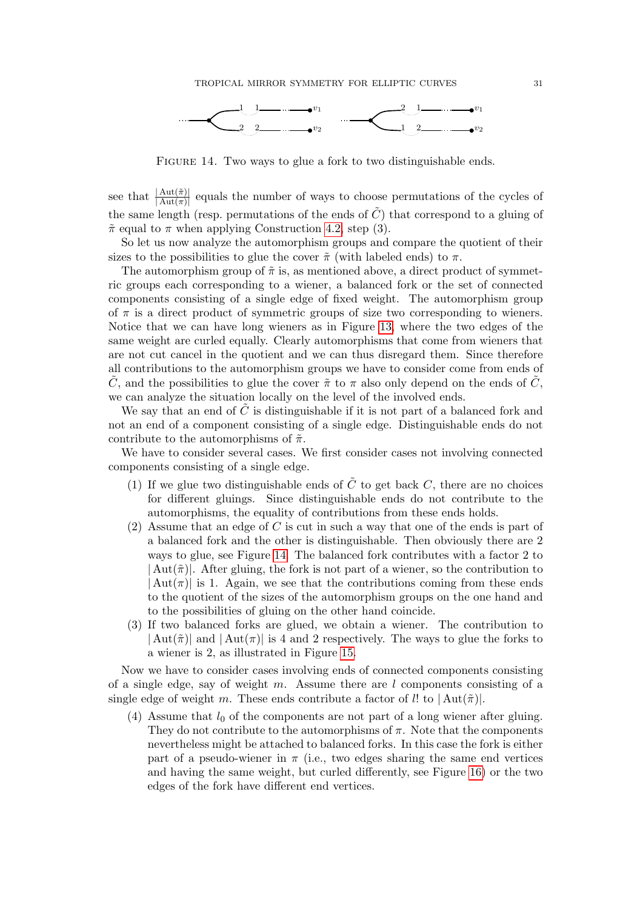FIGURE 14. Two ways to glue a fork to two distinguishable ends.

see that $\frac{|\mathrm{Aut}(\tilde{\pi})|}{|\mathrm{Aut}(\pi)|}$ equals the number of ways to choose permutations of the cycles of the same length (resp. permutations of the ends of $\tilde{C}$) that correspond to a gluing of $\tilde{\pi}$ equal to $\pi$ when applying Construction 4.2, step (3).

So let us now analyze the automorphism groups and compare the quotient of their sizes to the possibilities to glue the cover $\tilde{\pi}$ (with labeled ends) to $\pi$.

The automorphism group of $\tilde{\pi}$ is, as mentioned above, a direct product of symmetric groups each corresponding to a wiener, a balanced fork or the set of connected components consisting of a single edge of fixed weight. The automorphism group of $\pi$ is a direct product of symmetric groups of size two corresponding to wieners. Notice that we can have long wieners as in Figure 13, where the two edges of the same weight are curled equally. Clearly automorphisms that come from wieners that are not cut cancel in the quotient and we can thus disregard them. Since therefore all contributions to the automorphism groups we have to consider come from ends of $\tilde{C}$, and the possibilities to glue the cover $\tilde{\pi}$ to $\pi$ also only depend on the ends of $\tilde{C}$, we can analyze the situation locally on the level of the involved ends.

We say that an end of $\tilde{C}$ is distinguishable if it is not part of a balanced fork and not an end of a component consisting of a single edge. Distinguishable ends do not contribute to the automorphisms of $\tilde{\pi}$.

We have to consider several cases. We first consider cases not involving connected components consisting of a single edge.

(1) If we glue two distinguishable ends of $\tilde{C}$ to get back $C$, there are no choices for different gluings. Since distinguishable ends do not contribute to the automorphisms, the equality of contributions from these ends holds.
(2) Assume that an edge of $C$ is cut in such a way that one of the ends is part of a balanced fork and the other is distinguishable. Then obviously there are 2 ways to glue, see Figure 14. The balanced fork contributes with a factor 2 to $|\mathrm{Aut}(\tilde{\pi})|$. After gluing, the fork is not part of a wiener, so the contribution to $|\mathrm{Aut}(\pi)|$ is 1. Again, we see that the contributions coming from these ends to the quotient of the sizes of the automorphism groups on the one hand and to the possibilities of gluing on the other hand coincide.
(3) If two balanced forks are glued, we obtain a wiener. The contribution to $|\mathrm{Aut}(\tilde{\pi})|$ and $|\mathrm{Aut}(\pi)|$ is 4 and 2 respectively. The ways to glue the forks to a wiener is 2, as illustrated in Figure 15.

Now we have to consider cases involving ends of connected components consisting of a single edge, say of weight $m$. Assume there are $l$ components consisting of a single edge of weight $m$. These ends contribute a factor of $l!$ to $|\mathrm{Aut}(\tilde{\pi})|$.

(4) Assume that $l_0$ of the components are not part of a long wiener after gluing. They do not contribute to the automorphisms of $\pi$. Note that the components nevertheless might be attached to balanced forks. In this case the fork is either part of a pseudo-wiener in $\pi$ (i.e., two edges sharing the same end vertices and having the same weight, but curled differently, see Figure 16) or the two edges of the fork have different end vertices.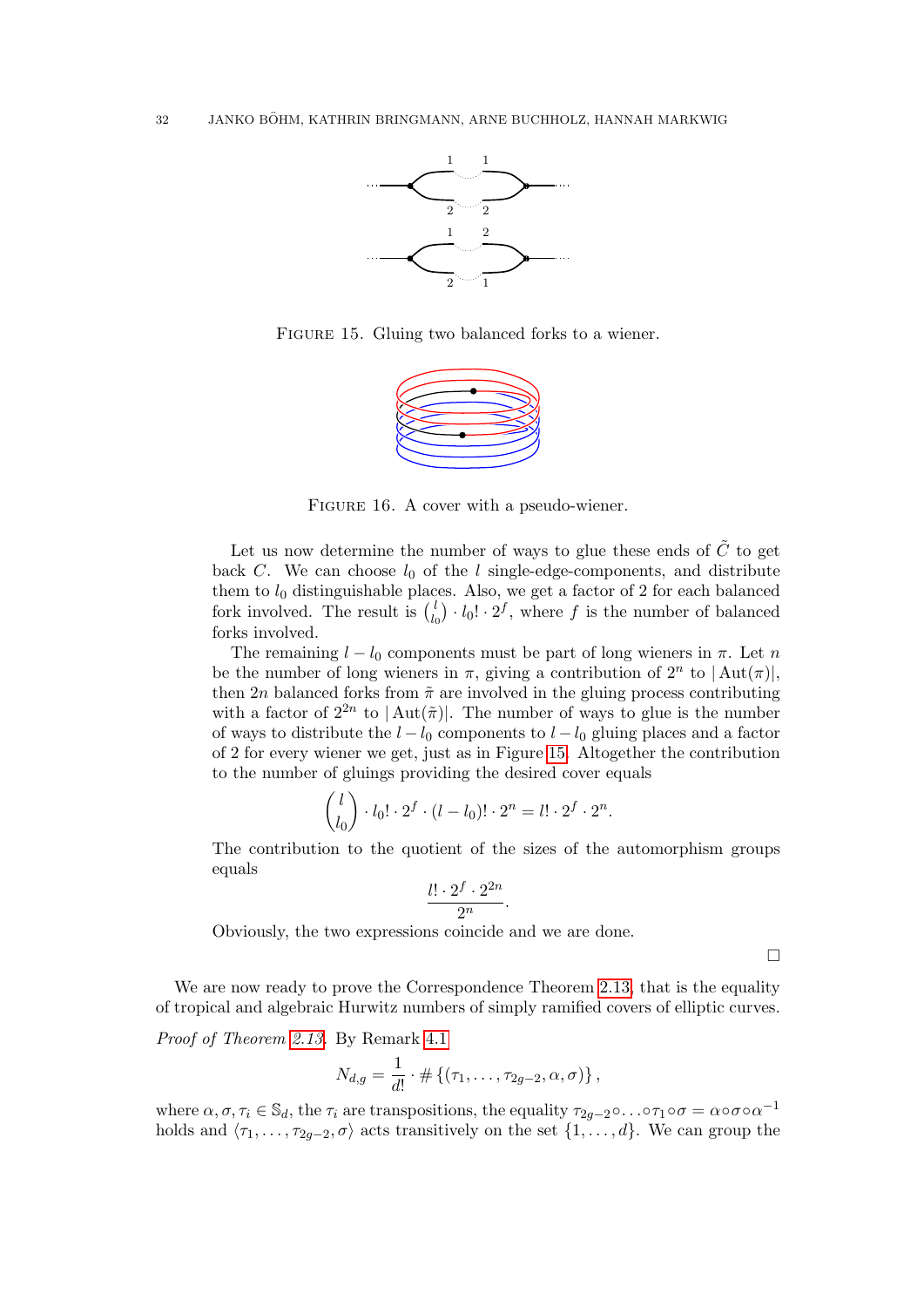FIGURE 15. Gluing two balanced forks to a wiener.

FIGURE 16. A cover with a pseudo-wiener.

Let us now determine the number of ways to glue these ends of $\tilde{C}$ to get back $C$. We can choose $l_0$ of the $l$ single-edge-components, and distribute them to $l_0$ distinguishable places. Also, we get a factor of 2 for each balanced fork involved. The result is $\binom{l}{l_0} \cdot l_0! \cdot 2^f$, where $f$ is the number of balanced forks involved.

The remaining $l - l_0$ components must be part of long wieners in $\pi$. Let $n$ be the number of long wieners in $\pi$, giving a contribution of $2^n$ to $|\operatorname{Aut}(\pi)|$, then $2n$ balanced forks from $\tilde{\pi}$ are involved in the gluing process contributing with a factor of $2^{2n}$ to $|\operatorname{Aut}(\tilde{\pi})|$. The number of ways to glue is the number of ways to distribute the $l - l_0$ components to $l - l_0$ gluing places and a factor of 2 for every wiener we get, just as in Figure 15. Altogether the contribution to the number of gluings providing the desired cover equals

$$\binom{l}{l_0} \cdot l_0! \cdot 2^f \cdot (l - l_0)! \cdot 2^n = l! \cdot 2^f \cdot 2^n.$$

The contribution to the quotient of the sizes of the automorphism groups equals

$$\frac{l! \cdot 2^f \cdot 2^{2n}}{2^n}.$$

Obviously, the two expressions coincide and we are done.

□

We are now ready to prove the Correspondence Theorem 2.13, that is the equality of tropical and algebraic Hurwitz numbers of simply ramified covers of elliptic curves.

*Proof of Theorem 2.13.* By Remark 4.1

$$N_{d,g} = \frac{1}{d!} \cdot \#\left\{(\tau_1, \ldots, \tau_{2g-2}, \alpha, \sigma)\right\},$$

where $\alpha, \sigma, \tau_i \in \mathbb{S}_d$, the $\tau_i$ are transpositions, the equality $\tau_{2g-2} \circ \ldots \circ \tau_1 \circ \sigma = \alpha \circ \sigma \circ \alpha^{-1}$ holds and $\langle \tau_1, \ldots, \tau_{2g-2}, \sigma \rangle$ acts transitively on the set $\{1, \ldots, d\}$. We can group the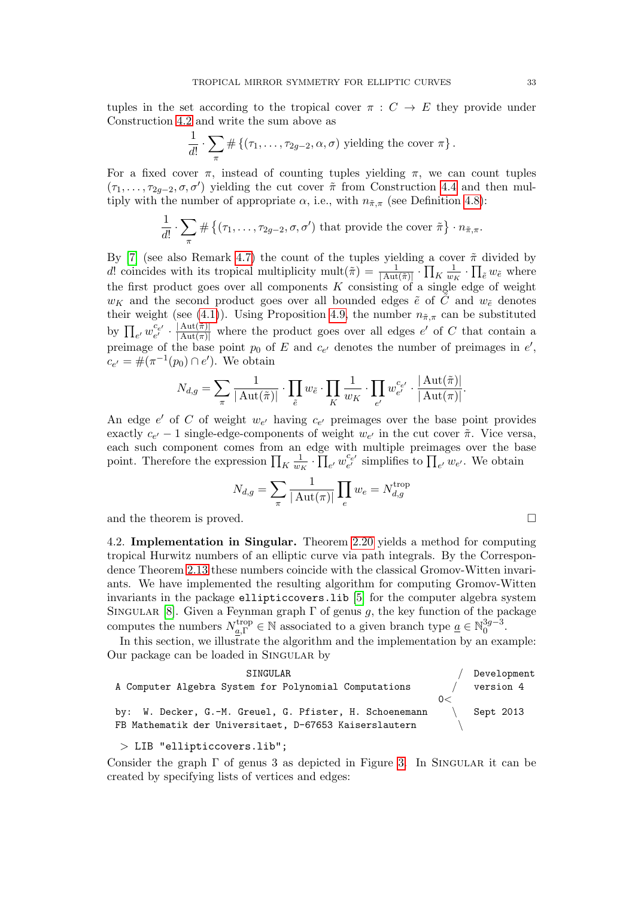tuples in the set according to the tropical cover $\pi : C \to E$ they provide under Construction 4.2 and write the sum above as

$$\frac{1}{d!} \cdot \sum_{\pi} \# \{(\tau_1, \ldots, \tau_{2g-2}, \alpha, \sigma) \text{ yielding the cover } \pi\}.$$

For a fixed cover $\pi$, instead of counting tuples yielding $\pi$, we can count tuples $(\tau_1, \ldots, \tau_{2g-2}, \sigma, \sigma')$ yielding the cut cover $\tilde{\pi}$ from Construction 4.4 and then multiply with the number of appropriate $\alpha$, i.e., with $n_{\tilde{\pi},\pi}$ (see Definition 4.8):

$$\frac{1}{d!} \cdot \sum_{\pi} \# \left\{(\tau_1, \ldots, \tau_{2g-2}, \sigma, \sigma') \text{ that provide the cover } \tilde{\pi}\right\} \cdot n_{\tilde{\pi},\pi}.$$

By [7] (see also Remark 4.7) the count of the tuples yielding a cover $\tilde{\pi}$ divided by $d!$ coincides with its tropical multiplicity $\operatorname{mult}(\tilde{\pi}) = \frac{1}{|\operatorname{Aut}(\tilde{\pi})|} \cdot \prod_K \frac{1}{w_K} \cdot \prod_{\tilde{e}} w_{\tilde{e}}$ where the first product goes over all components $K$ consisting of a single edge of weight $w_K$ and the second product goes over all bounded edges $\tilde{e}$ of $\tilde{C}$ and $w_{\tilde{e}}$ denotes their weight (see (4.1)). Using Proposition 4.9, the number $n_{\tilde{\pi},\pi}$ can be substituted by $\prod_{e'} w_{e'}^{c_{e'}} \cdot \frac{|\operatorname{Aut}(\tilde{\pi})|}{|\operatorname{Aut}(\pi)|}$ where the product goes over all edges $e'$ of $C$ that contain a preimage of the base point $p_0$ of $E$ and $c_{e'}$ denotes the number of preimages in $e'$, $c_{e'} = \#(\pi^{-1}(p_0) \cap e')$. We obtain

$$N_{d,g} = \sum_{\pi} \frac{1}{|\operatorname{Aut}(\tilde{\pi})|} \cdot \prod_{\tilde{e}} w_{\tilde{e}} \cdot \prod_K \frac{1}{w_K} \cdot \prod_{e'} w_{e'}^{c_{e'}} \cdot \frac{|\operatorname{Aut}(\tilde{\pi})|}{|\operatorname{Aut}(\pi)|}.$$

An edge $e'$ of $C$ of weight $w_{e'}$ having $c_{e'}$ preimages over the base point provides exactly $c_{e'} - 1$ single-edge-components of weight $w_{e'}$ in the cut cover $\tilde{\pi}$. Vice versa, each such component comes from an edge with multiple preimages over the base point. Therefore the expression $\prod_K \frac{1}{w_K} \cdot \prod_{e'} w_{e'}^{c_{e'}}$ simplifies to $\prod_{e'} w_{e'}$. We obtain

$$N_{d,g} = \sum_{\pi} \frac{1}{|\operatorname{Aut}(\pi)|} \prod_{e} w_e = N_{d,g}^{\text{trop}}$$

and the theorem is proved. □

## 4.2. Implementation in Singular.

Theorem 2.20 yields a method for computing tropical Hurwitz numbers of an elliptic curve via path integrals. By the Correspondence Theorem 2.13 these numbers coincide with the classical Gromov-Witten invariants. We have implemented the resulting algorithm for computing Gromov-Witten invariants in the package `ellipticcovers.lib` [5] for the computer algebra system Singular [8]. Given a Feynman graph $\Gamma$ of genus $g$, the key function of the package computes the numbers $N_{\underline{a},\Gamma}^{\text{trop}} \in \mathbb{N}$ associated to a given branch type $\underline{a} \in \mathbb{N}_0^{3g-3}$.

In this section, we illustrate the algorithm and the implementation by an example: Our package can be loaded in Singular by

```
                     SINGULAR                               /  Development
 A Computer Algebra System for Polynomial Computations     /   version 4
                                                         0<
 by: W. Decker, G.-M. Greuel, G. Pfister, H. Schoenemann   \   Sept 2013
 FB Mathematik der Universitaet, D-67653 Kaiserslautern     \

 > LIB "ellipticcovers.lib";
```

Consider the graph $\Gamma$ of genus 3 as depicted in Figure 3. In Singular it can be created by specifying lists of vertices and edges: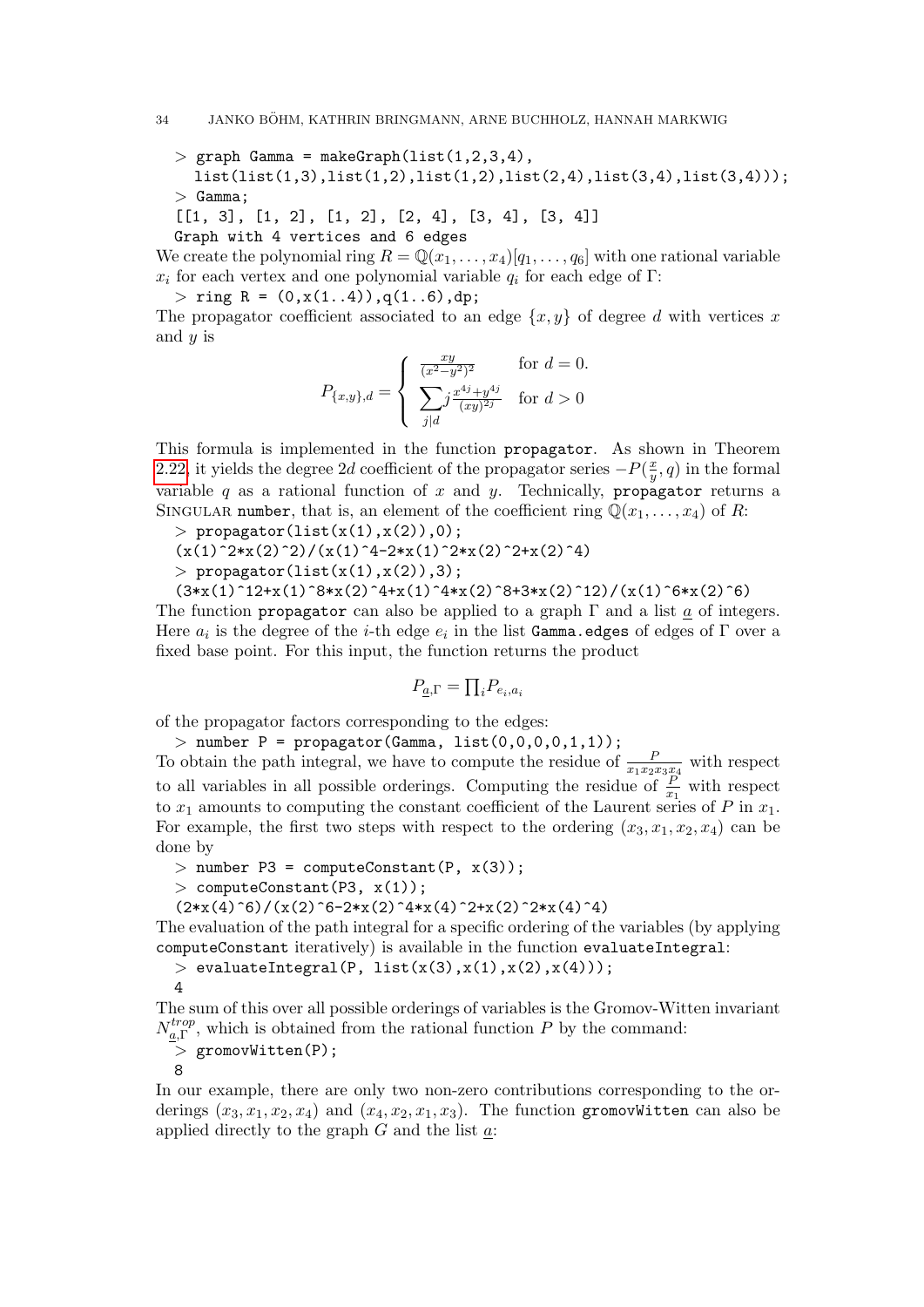```
> graph Gamma = makeGraph(list(1,2,3,4),
  list(list(1,3),list(1,2),list(1,2),list(2,4),list(3,4),list(3,4)));
> Gamma;
[[1, 3], [1, 2], [1, 2], [2, 4], [3, 4], [3, 4]]
Graph with 4 vertices and 6 edges
```

We create the polynomial ring $R = \mathbb{Q}(x_1, \ldots, x_4)[q_1, \ldots, q_6]$ with one rational variable $x_i$ for each vertex and one polynomial variable $q_i$ for each edge of $\Gamma$:

```
> ring R = (0,x(1..4)),q(1..6),dp;
```

The propagator coefficient associated to an edge $\{x, y\}$ of degree $d$ with vertices $x$ and $y$ is

$$P_{\{x,y\},d} = \begin{cases} \frac{xy}{(x^2-y^2)^2} & \text{for } d = 0. \\ \displaystyle\sum_{j|d} j \frac{x^{4j}+y^{4j}}{(xy)^{2j}} & \text{for } d > 0 \end{cases}$$

This formula is implemented in the function `propagator`. As shown in Theorem 2.22, it yields the degree $2d$ coefficient of the propagator series $-P(\frac{x}{y}, q)$ in the formal variable $q$ as a rational function of $x$ and $y$. Technically, `propagator` returns a Singular `number`, that is, an element of the coefficient ring $\mathbb{Q}(x_1, \ldots, x_4)$ of $R$:

```
> propagator(list(x(1),x(2)),0);
(x(1)^2*x(2)^2)/(x(1)^4-2*x(1)^2*x(2)^2+x(2)^4)
> propagator(list(x(1),x(2)),3);
(3*x(1)^12+x(1)^8*x(2)^4+x(1)^4*x(2)^8+3*x(2)^12)/(x(1)^6*x(2)^6)
```

The function `propagator` can also be applied to a graph $\Gamma$ and a list $\underline{a}$ of integers. Here $a_i$ is the degree of the $i$-th edge $e_i$ in the list `Gamma.edges` of edges of $\Gamma$ over a fixed base point. For this input, the function returns the product

$$P_{\underline{a},\Gamma} = \textstyle\prod_i P_{e_i,a_i}$$

of the propagator factors corresponding to the edges:

```
> number P = propagator(Gamma, list(0,0,0,0,1,1));
```

To obtain the path integral, we have to compute the residue of $\frac{P}{x_1 x_2 x_3 x_4}$ with respect to all variables in all possible orderings. Computing the residue of $\frac{P}{x_1}$ with respect to $x_1$ amounts to computing the constant coefficient of the Laurent series of $P$ in $x_1$. For example, the first two steps with respect to the ordering $(x_3, x_1, x_2, x_4)$ can be done by

```
> number P3 = computeConstant(P, x(3));
> computeConstant(P3, x(1));
(2*x(4)^6)/(x(2)^6-2*x(2)^4*x(4)^2+x(2)^2*x(4)^4)
```

The evaluation of the path integral for a specific ordering of the variables (by applying `computeConstant` iteratively) is available in the function `evaluateIntegral`:

```
> evaluateIntegral(P, list(x(3),x(1),x(2),x(4)));
4
```

The sum of this over all possible orderings of variables is the Gromov-Witten invariant $N^{trop}_{\underline{a},\Gamma}$, which is obtained from the rational function $P$ by the command:

```
> gromovWitten(P);
8
```

In our example, there are only two non-zero contributions corresponding to the orderings $(x_3, x_1, x_2, x_4)$ and $(x_4, x_2, x_1, x_3)$. The function `gromovWitten` can also be applied directly to the graph $G$ and the list $\underline{a}$: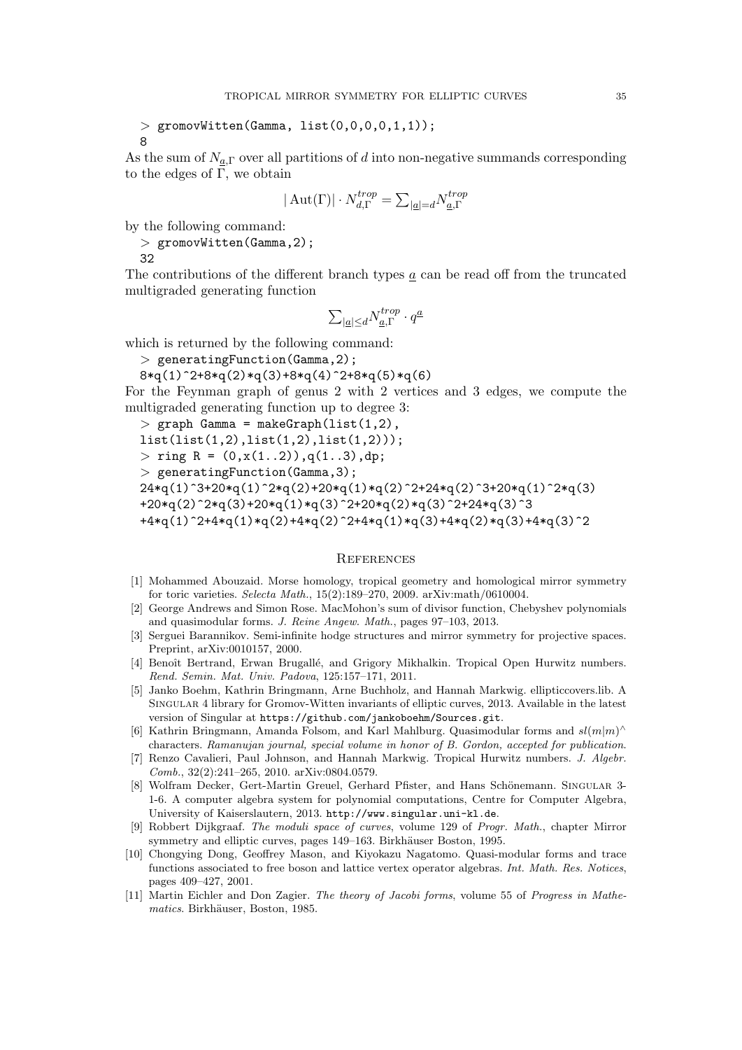```
> gromovWitten(Gamma, list(0,0,0,0,1,1));
8
```

As the sum of $N_{\underline{a},\Gamma}$ over all partitions of $d$ into non-negative summands corresponding to the edges of $\Gamma$, we obtain

$$|\operatorname{Aut}(\Gamma)| \cdot N_{d,\Gamma}^{trop} = \sum_{|\underline{a}|=d} N_{\underline{a},\Gamma}^{trop}$$

by the following command:

```
> gromovWitten(Gamma,2);
32
```

The contributions of the different branch types $\underline{a}$ can be read off from the truncated multigraded generating function

$$\sum_{|\underline{a}|\leq d} N_{\underline{a},\Gamma}^{trop} \cdot q^{\underline{a}}$$

which is returned by the following command:

```
> generatingFunction(Gamma,2);
8*q(1)^2+8*q(2)*q(3)+8*q(4)^2+8*q(5)*q(6)
```

For the Feynman graph of genus 2 with 2 vertices and 3 edges, we compute the multigraded generating function up to degree 3:

```
> graph Gamma = makeGraph(list(1,2),
list(list(1,2),list(1,2),list(1,2)));
> ring R = (0,x(1..2)),q(1..3),dp;
> generatingFunction(Gamma,3);
24*q(1)^3+20*q(1)^2*q(2)+20*q(1)*q(2)^2+24*q(2)^3+20*q(1)^2*q(3)
+20*q(2)^2*q(3)+20*q(1)*q(3)^2+20*q(2)*q(3)^2+24*q(3)^3
+4*q(1)^2+4*q(1)*q(2)+4*q(2)^2+4*q(1)*q(3)+4*q(2)*q(3)+4*q(3)^2
```

## References

[1] Mohammed Abouzaid. Morse homology, tropical geometry and homological mirror symmetry for toric varieties. *Selecta Math.*, 15(2):189–270, 2009. arXiv:math/0610004.

[2] George Andrews and Simon Rose. MacMohon's sum of divisor function, Chebyshev polynomials and quasimodular forms. *J. Reine Angew. Math.*, pages 97–103, 2013.

[3] Serguei Barannikov. Semi-infinite hodge structures and mirror symmetry for projective spaces. Preprint, arXiv:0010157, 2000.

[4] Benoît Bertrand, Erwan Brugallé, and Grigory Mikhalkin. Tropical Open Hurwitz numbers. *Rend. Semin. Mat. Univ. Padova*, 125:157–171, 2011.

[5] Janko Boehm, Kathrin Bringmann, Arne Buchholz, and Hannah Markwig. ellipticcovers.lib. A Singular 4 library for Gromov-Witten invariants of elliptic curves, 2013. Available in the latest version of Singular at https://github.com/jankoboehm/Sources.git.

[6] Kathrin Bringmann, Amanda Folsom, and Karl Mahlburg. Quasimodular forms and $sl(m|m)^\wedge$ characters. *Ramanujan journal, special volume in honor of B. Gordon, accepted for publication.*

[7] Renzo Cavalieri, Paul Johnson, and Hannah Markwig. Tropical Hurwitz numbers. *J. Algebr. Comb.*, 32(2):241–265, 2010. arXiv:0804.0579.

[8] Wolfram Decker, Gert-Martin Greuel, Gerhard Pfister, and Hans Schönemann. Singular 3-1-6. A computer algebra system for polynomial computations, Centre for Computer Algebra, University of Kaiserslautern, 2013. http://www.singular.uni-kl.de.

[9] Robbert Dijkgraaf. *The moduli space of curves*, volume 129 of *Progr. Math.*, chapter Mirror symmetry and elliptic curves, pages 149–163. Birkhäuser Boston, 1995.

[10] Chongying Dong, Geoffrey Mason, and Kiyokazu Nagatomo. Quasi-modular forms and trace functions associated to free boson and lattice vertex operator algebras. *Int. Math. Res. Notices*, pages 409–427, 2001.

[11] Martin Eichler and Don Zagier. *The theory of Jacobi forms*, volume 55 of *Progress in Mathematics*. Birkhäuser, Boston, 1985.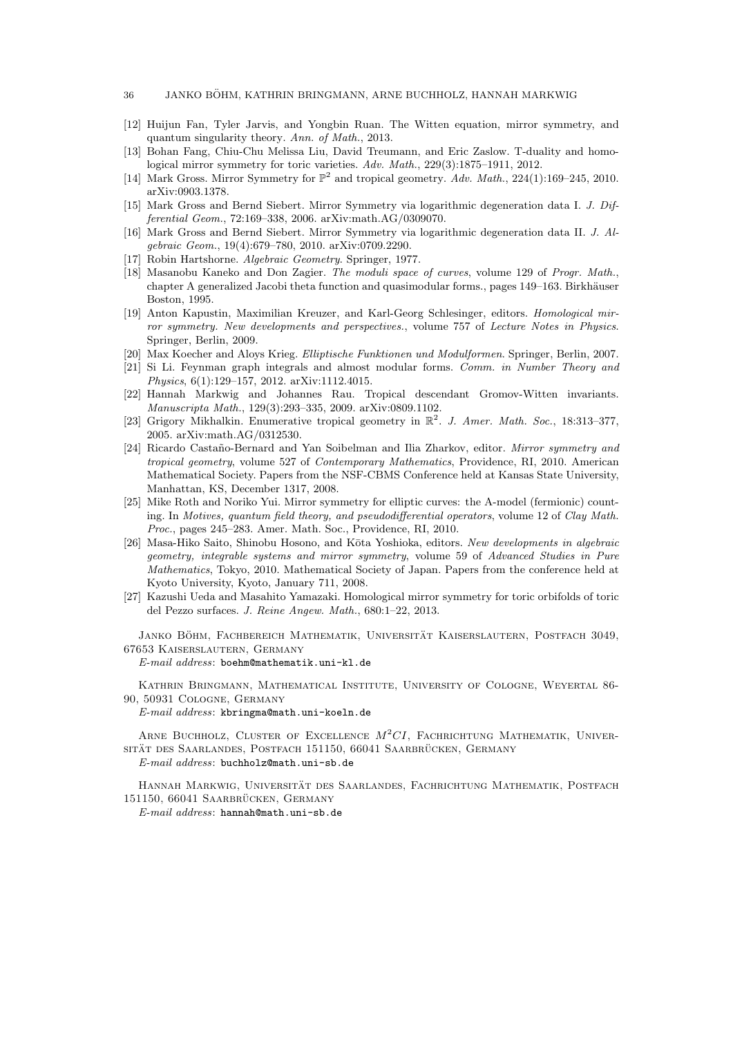[12] Huijun Fan, Tyler Jarvis, and Yongbin Ruan. The Witten equation, mirror symmetry, and quantum singularity theory. *Ann. of Math.*, 2013.

[13] Bohan Fang, Chiu-Chu Melissa Liu, David Treumann, and Eric Zaslow. T-duality and homological mirror symmetry for toric varieties. *Adv. Math.*, 229(3):1875–1911, 2012.

[14] Mark Gross. Mirror Symmetry for $\mathbb{P}^2$ and tropical geometry. *Adv. Math.*, 224(1):169–245, 2010. arXiv:0903.1378.

[15] Mark Gross and Bernd Siebert. Mirror Symmetry via logarithmic degeneration data I. *J. Differential Geom.*, 72:169–338, 2006. arXiv:math.AG/0309070.

[16] Mark Gross and Bernd Siebert. Mirror Symmetry via logarithmic degeneration data II. *J. Algebraic Geom.*, 19(4):679–780, 2010. arXiv:0709.2290.

[17] Robin Hartshorne. *Algebraic Geometry*. Springer, 1977.

[18] Masanobu Kaneko and Don Zagier. *The moduli space of curves*, volume 129 of *Progr. Math.*, chapter A generalized Jacobi theta function and quasimodular forms., pages 149–163. Birkhäuser Boston, 1995.

[19] Anton Kapustin, Maximilian Kreuzer, and Karl-Georg Schlesinger, editors. *Homological mirror symmetry. New developments and perspectives.*, volume 757 of *Lecture Notes in Physics*. Springer, Berlin, 2009.

[20] Max Koecher and Aloys Krieg. *Elliptische Funktionen und Modulformen*. Springer, Berlin, 2007.

[21] Si Li. Feynman graph integrals and almost modular forms. *Comm. in Number Theory and Physics*, 6(1):129–157, 2012. arXiv:1112.4015.

[22] Hannah Markwig and Johannes Rau. Tropical descendant Gromov-Witten invariants. *Manuscripta Math.*, 129(3):293–335, 2009. arXiv:0809.1102.

[23] Grigory Mikhalkin. Enumerative tropical geometry in $\mathbb{R}^2$. *J. Amer. Math. Soc.*, 18:313–377, 2005. arXiv:math.AG/0312530.

[24] Ricardo Castaño-Bernard and Yan Soibelman and Ilia Zharkov, editor. *Mirror symmetry and tropical geometry*, volume 527 of *Contemporary Mathematics*, Providence, RI, 2010. American Mathematical Society. Papers from the NSF-CBMS Conference held at Kansas State University, Manhattan, KS, December 1317, 2008.

[25] Mike Roth and Noriko Yui. Mirror symmetry for elliptic curves: the A-model (fermionic) counting. In *Motives, quantum field theory, and pseudodifferential operators*, volume 12 of *Clay Math. Proc.*, pages 245–283. Amer. Math. Soc., Providence, RI, 2010.

[26] Masa-Hiko Saito, Shinobu Hosono, and Kōta Yoshioka, editors. *New developments in algebraic geometry, integrable systems and mirror symmetry*, volume 59 of *Advanced Studies in Pure Mathematics*, Tokyo, 2010. Mathematical Society of Japan. Papers from the conference held at Kyoto University, Kyoto, January 711, 2008.

[27] Kazushi Ueda and Masahito Yamazaki. Homological mirror symmetry for toric orbifolds of toric del Pezzo surfaces. *J. Reine Angew. Math.*, 680:1–22, 2013.

Janko Böhm, Fachbereich Mathematik, Universität Kaiserslautern, Postfach 3049, 67653 Kaiserslautern, Germany

*E-mail address*: boehm@mathematik.uni-kl.de

Kathrin Bringmann, Mathematical Institute, University of Cologne, Weyertal 86-90, 50931 Cologne, Germany

*E-mail address*: kbringma@math.uni-koeln.de

Arne Buchholz, Cluster of Excellence $M^2CI$, Fachrichtung Mathematik, Universität des Saarlandes, Postfach 151150, 66041 Saarbrücken, Germany

*E-mail address*: buchholz@math.uni-sb.de

Hannah Markwig, Universität des Saarlandes, Fachrichtung Mathematik, Postfach 151150, 66041 Saarbrücken, Germany

*E-mail address*: hannah@math.uni-sb.de